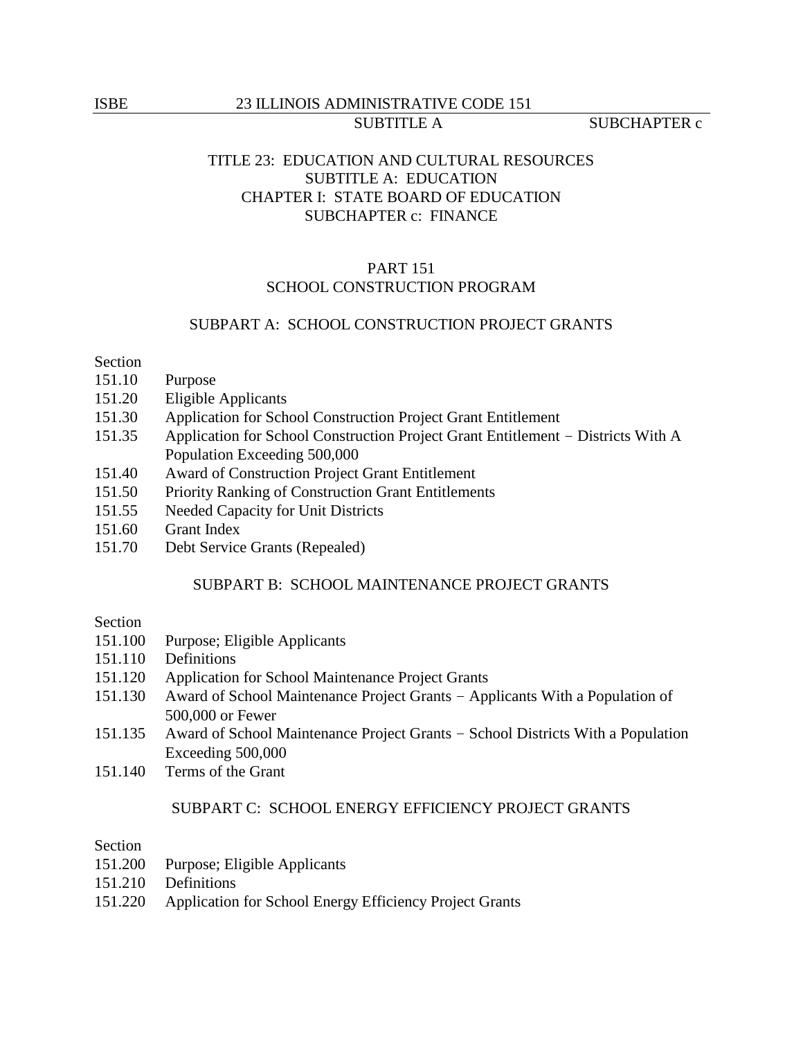TITLE 23: EDUCATION AND CULTURAL RESOURCES
SUBTITLE A: EDUCATION
CHAPTER I: STATE BOARD OF EDUCATION
SUBCHAPTER c: FINANCE

# PART 151
# SCHOOL CONSTRUCTION PROGRAM

## SUBPART A: SCHOOL CONSTRUCTION PROJECT GRANTS

Section
151.10 Purpose
151.20 Eligible Applicants
151.30 Application for School Construction Project Grant Entitlement
151.35 Application for School Construction Project Grant Entitlement − Districts With A Population Exceeding 500,000
151.40 Award of Construction Project Grant Entitlement
151.50 Priority Ranking of Construction Grant Entitlements
151.55 Needed Capacity for Unit Districts
151.60 Grant Index
151.70 Debt Service Grants (Repealed)

## SUBPART B: SCHOOL MAINTENANCE PROJECT GRANTS

Section
151.100 Purpose; Eligible Applicants
151.110 Definitions
151.120 Application for School Maintenance Project Grants
151.130 Award of School Maintenance Project Grants − Applicants With a Population of 500,000 or Fewer
151.135 Award of School Maintenance Project Grants − School Districts With a Population Exceeding 500,000
151.140 Terms of the Grant

## SUBPART C: SCHOOL ENERGY EFFICIENCY PROJECT GRANTS

Section
151.200 Purpose; Eligible Applicants
151.210 Definitions
151.220 Application for School Energy Efficiency Project Grants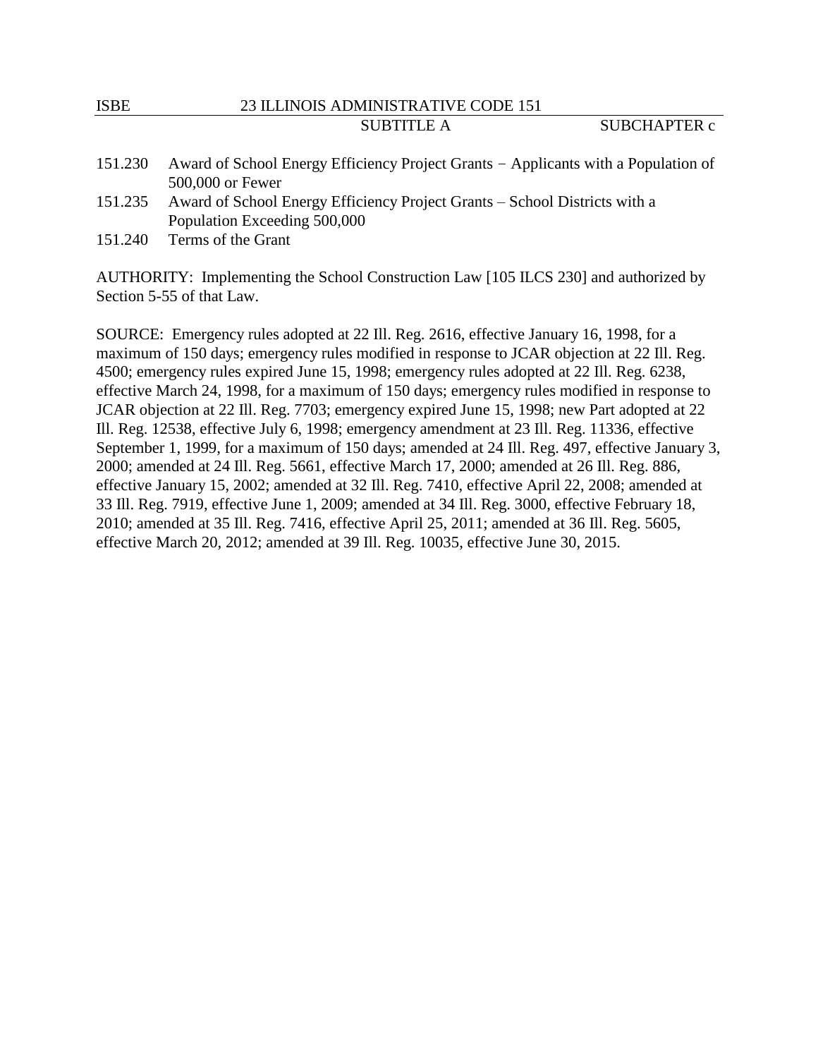151.230 Award of School Energy Efficiency Project Grants − Applicants with a Population of 500,000 or Fewer

151.235 Award of School Energy Efficiency Project Grants – School Districts with a Population Exceeding 500,000

151.240 Terms of the Grant

AUTHORITY: Implementing the School Construction Law [105 ILCS 230] and authorized by Section 5-55 of that Law.

SOURCE: Emergency rules adopted at 22 Ill. Reg. 2616, effective January 16, 1998, for a maximum of 150 days; emergency rules modified in response to JCAR objection at 22 Ill. Reg. 4500; emergency rules expired June 15, 1998; emergency rules adopted at 22 Ill. Reg. 6238, effective March 24, 1998, for a maximum of 150 days; emergency rules modified in response to JCAR objection at 22 Ill. Reg. 7703; emergency expired June 15, 1998; new Part adopted at 22 Ill. Reg. 12538, effective July 6, 1998; emergency amendment at 23 Ill. Reg. 11336, effective September 1, 1999, for a maximum of 150 days; amended at 24 Ill. Reg. 497, effective January 3, 2000; amended at 24 Ill. Reg. 5661, effective March 17, 2000; amended at 26 Ill. Reg. 886, effective January 15, 2002; amended at 32 Ill. Reg. 7410, effective April 22, 2008; amended at 33 Ill. Reg. 7919, effective June 1, 2009; amended at 34 Ill. Reg. 3000, effective February 18, 2010; amended at 35 Ill. Reg. 7416, effective April 25, 2011; amended at 36 Ill. Reg. 5605, effective March 20, 2012; amended at 39 Ill. Reg. 10035, effective June 30, 2015.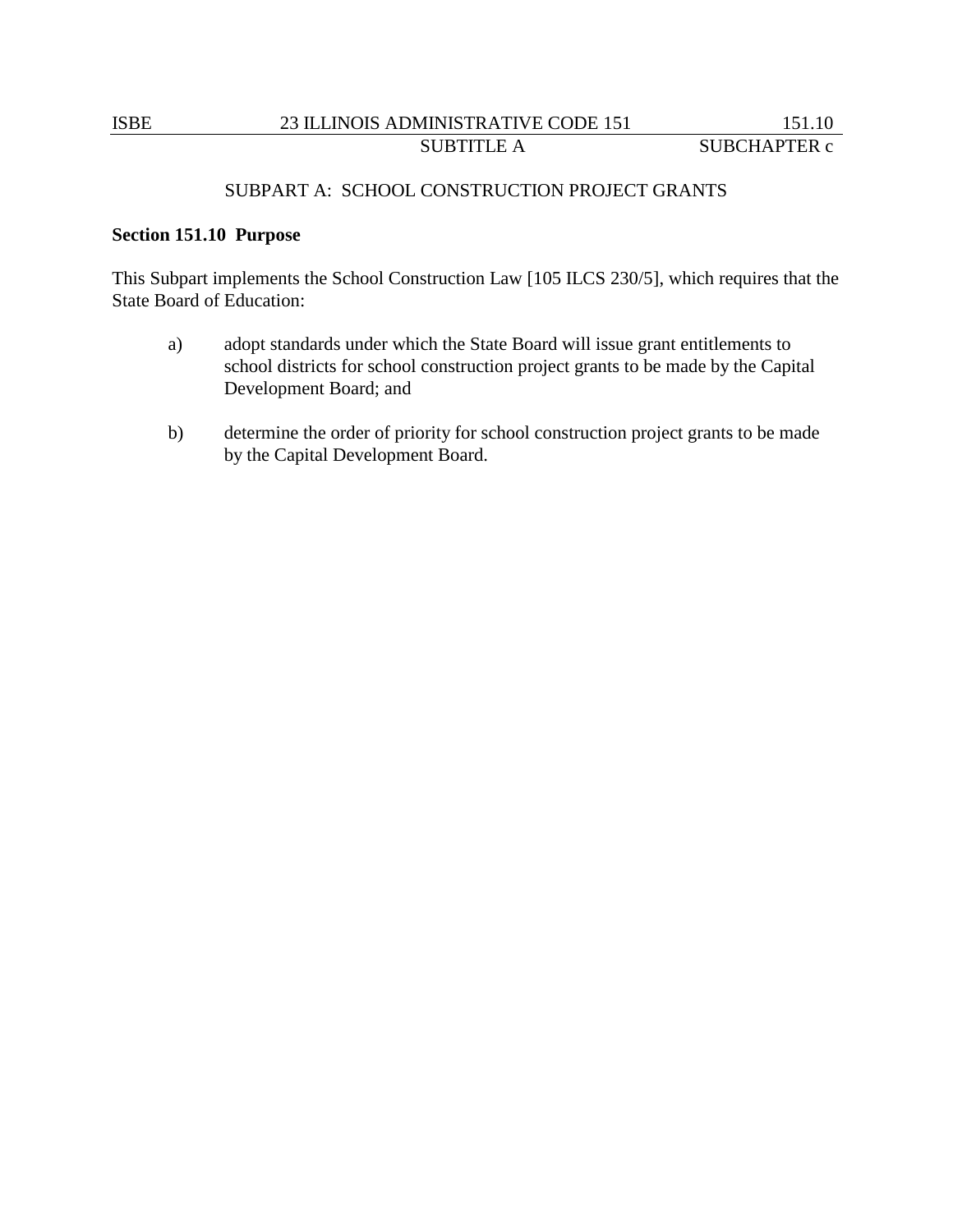## SUBPART A: SCHOOL CONSTRUCTION PROJECT GRANTS

### Section 151.10 Purpose

This Subpart implements the School Construction Law [105 ILCS 230/5], which requires that the State Board of Education:

a) adopt standards under which the State Board will issue grant entitlements to school districts for school construction project grants to be made by the Capital Development Board; and

b) determine the order of priority for school construction project grants to be made by the Capital Development Board.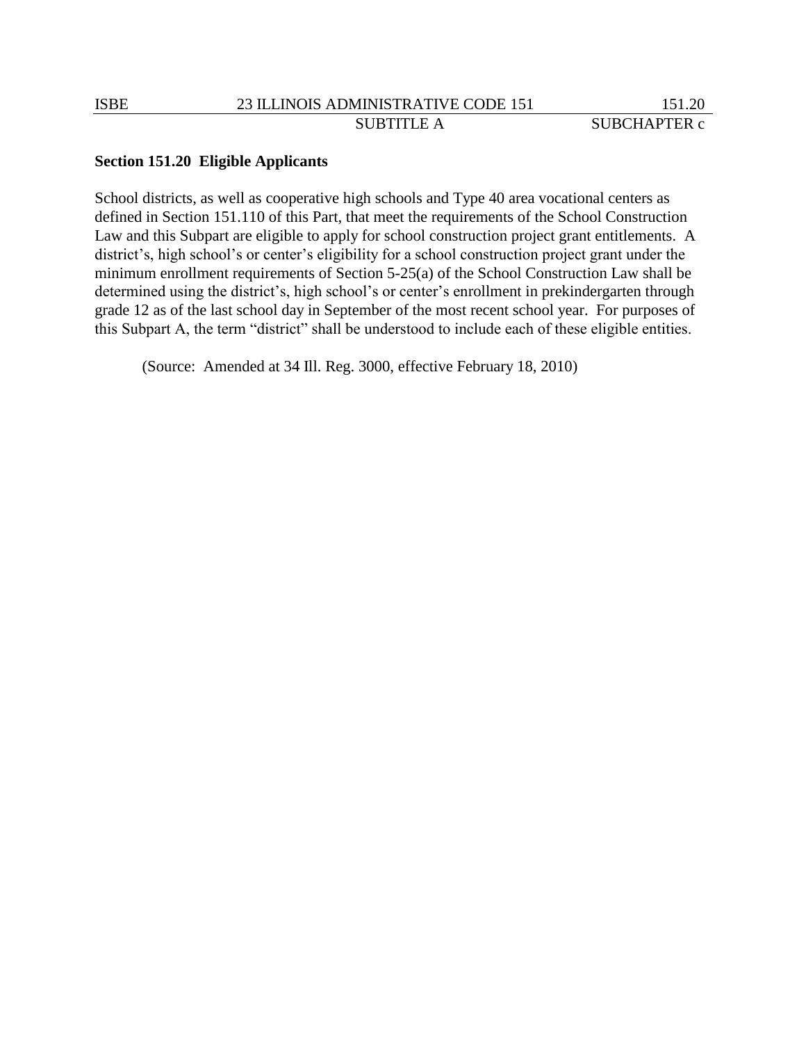**Section 151.20 Eligible Applicants**

School districts, as well as cooperative high schools and Type 40 area vocational centers as defined in Section 151.110 of this Part, that meet the requirements of the School Construction Law and this Subpart are eligible to apply for school construction project grant entitlements. A district's, high school's or center's eligibility for a school construction project grant under the minimum enrollment requirements of Section 5-25(a) of the School Construction Law shall be determined using the district's, high school's or center's enrollment in prekindergarten through grade 12 as of the last school day in September of the most recent school year. For purposes of this Subpart A, the term "district" shall be understood to include each of these eligible entities.

(Source: Amended at 34 Ill. Reg. 3000, effective February 18, 2010)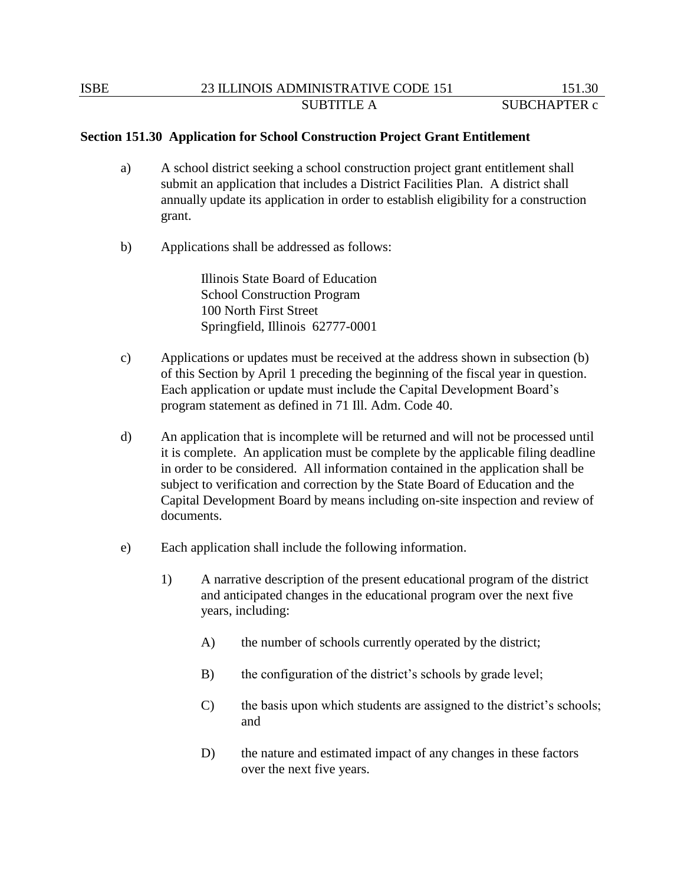**Section 151.30 Application for School Construction Project Grant Entitlement**

a) A school district seeking a school construction project grant entitlement shall submit an application that includes a District Facilities Plan. A district shall annually update its application in order to establish eligibility for a construction grant.

b) Applications shall be addressed as follows:

> Illinois State Board of Education
> School Construction Program
> 100 North First Street
> Springfield, Illinois 62777-0001

c) Applications or updates must be received at the address shown in subsection (b) of this Section by April 1 preceding the beginning of the fiscal year in question. Each application or update must include the Capital Development Board's program statement as defined in 71 Ill. Adm. Code 40.

d) An application that is incomplete will be returned and will not be processed until it is complete. An application must be complete by the applicable filing deadline in order to be considered. All information contained in the application shall be subject to verification and correction by the State Board of Education and the Capital Development Board by means including on-site inspection and review of documents.

e) Each application shall include the following information.

1) A narrative description of the present educational program of the district and anticipated changes in the educational program over the next five years, including:

A) the number of schools currently operated by the district;

B) the configuration of the district's schools by grade level;

C) the basis upon which students are assigned to the district's schools; and

D) the nature and estimated impact of any changes in these factors over the next five years.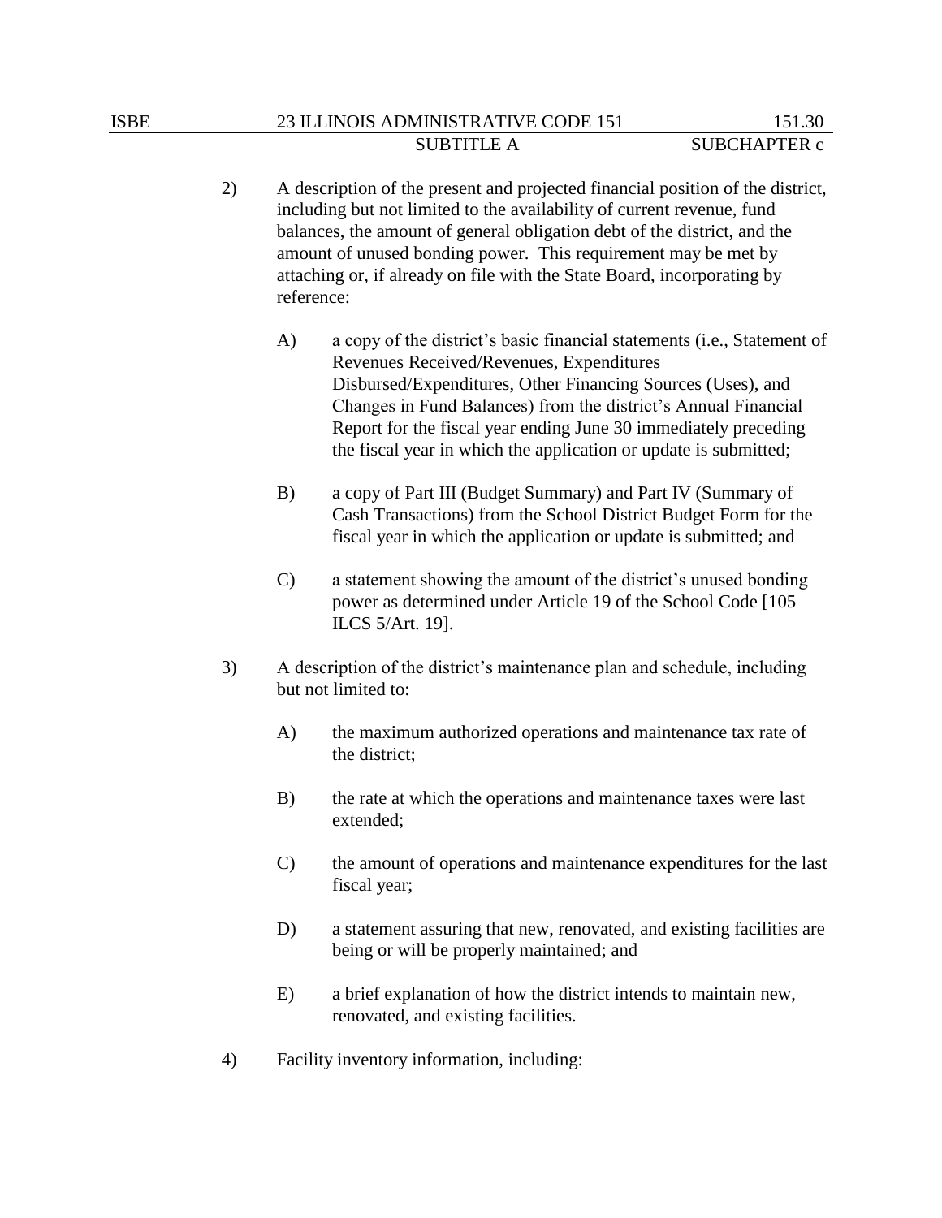2) A description of the present and projected financial position of the district, including but not limited to the availability of current revenue, fund balances, the amount of general obligation debt of the district, and the amount of unused bonding power. This requirement may be met by attaching or, if already on file with the State Board, incorporating by reference:

   A) a copy of the district's basic financial statements (i.e., Statement of Revenues Received/Revenues, Expenditures Disbursed/Expenditures, Other Financing Sources (Uses), and Changes in Fund Balances) from the district's Annual Financial Report for the fiscal year ending June 30 immediately preceding the fiscal year in which the application or update is submitted;

   B) a copy of Part III (Budget Summary) and Part IV (Summary of Cash Transactions) from the School District Budget Form for the fiscal year in which the application or update is submitted; and

   C) a statement showing the amount of the district's unused bonding power as determined under Article 19 of the School Code [105 ILCS 5/Art. 19].

3) A description of the district's maintenance plan and schedule, including but not limited to:

   A) the maximum authorized operations and maintenance tax rate of the district;

   B) the rate at which the operations and maintenance taxes were last extended;

   C) the amount of operations and maintenance expenditures for the last fiscal year;

   D) a statement assuring that new, renovated, and existing facilities are being or will be properly maintained; and

   E) a brief explanation of how the district intends to maintain new, renovated, and existing facilities.

4) Facility inventory information, including: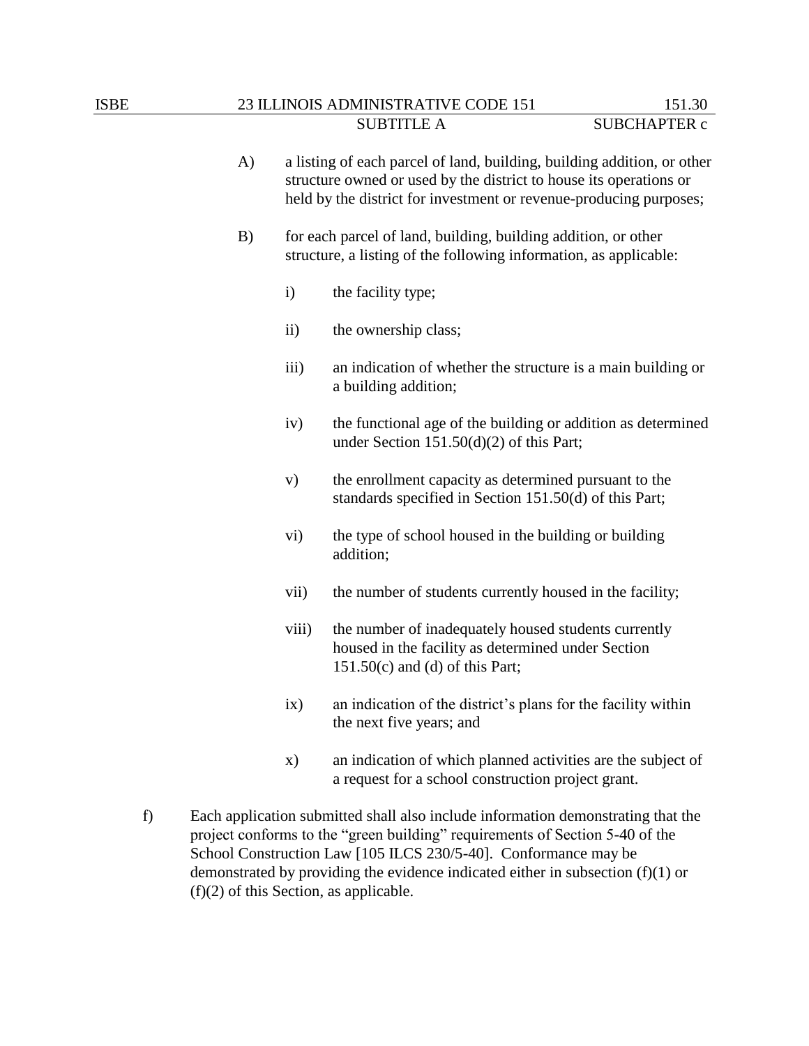A) a listing of each parcel of land, building, building addition, or other structure owned or used by the district to house its operations or held by the district for investment or revenue-producing purposes;

B) for each parcel of land, building, building addition, or other structure, a listing of the following information, as applicable:

i) the facility type;

ii) the ownership class;

iii) an indication of whether the structure is a main building or a building addition;

iv) the functional age of the building or addition as determined under Section 151.50(d)(2) of this Part;

v) the enrollment capacity as determined pursuant to the standards specified in Section 151.50(d) of this Part;

vi) the type of school housed in the building or building addition;

vii) the number of students currently housed in the facility;

viii) the number of inadequately housed students currently housed in the facility as determined under Section 151.50(c) and (d) of this Part;

ix) an indication of the district's plans for the facility within the next five years; and

x) an indication of which planned activities are the subject of a request for a school construction project grant.

f) Each application submitted shall also include information demonstrating that the project conforms to the "green building" requirements of Section 5-40 of the School Construction Law [105 ILCS 230/5-40]. Conformance may be demonstrated by providing the evidence indicated either in subsection (f)(1) or (f)(2) of this Section, as applicable.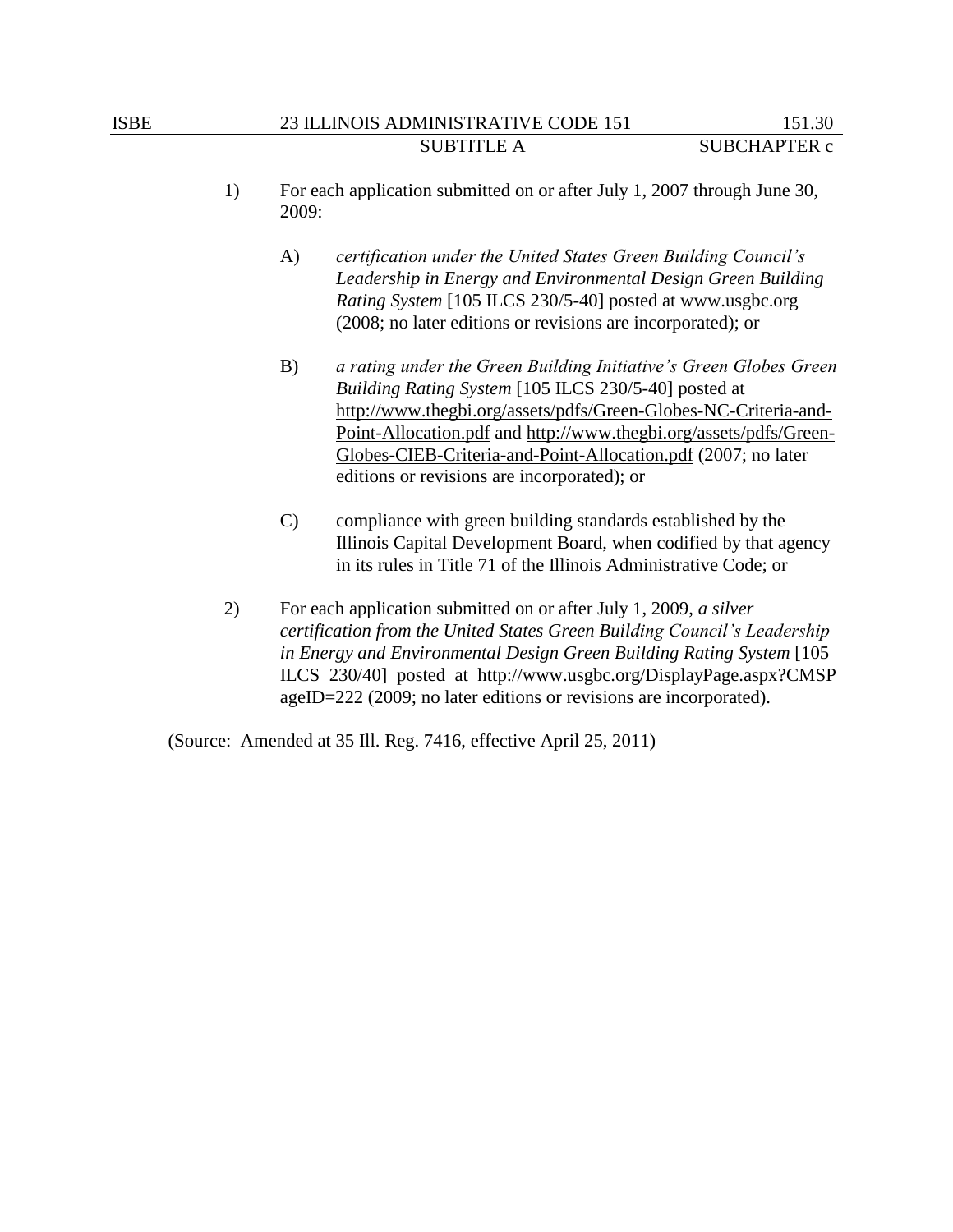1) For each application submitted on or after July 1, 2007 through June 30, 2009:

   A) *certification under the United States Green Building Council's Leadership in Energy and Environmental Design Green Building Rating System* [105 ILCS 230/5-40] posted at www.usgbc.org (2008; no later editions or revisions are incorporated); or

   B) *a rating under the Green Building Initiative's Green Globes Green Building Rating System* [105 ILCS 230/5-40] posted at http://www.thegbi.org/assets/pdfs/Green-Globes-NC-Criteria-and-Point-Allocation.pdf and http://www.thegbi.org/assets/pdfs/Green-Globes-CIEB-Criteria-and-Point-Allocation.pdf (2007; no later editions or revisions are incorporated); or

   C) compliance with green building standards established by the Illinois Capital Development Board, when codified by that agency in its rules in Title 71 of the Illinois Administrative Code; or

2) For each application submitted on or after July 1, 2009, *a silver certification from the United States Green Building Council's Leadership in Energy and Environmental Design Green Building Rating System* [105 ILCS 230/40] posted at http://www.usgbc.org/DisplayPage.aspx?CMSPageID=222 (2009; no later editions or revisions are incorporated).

(Source: Amended at 35 Ill. Reg. 7416, effective April 25, 2011)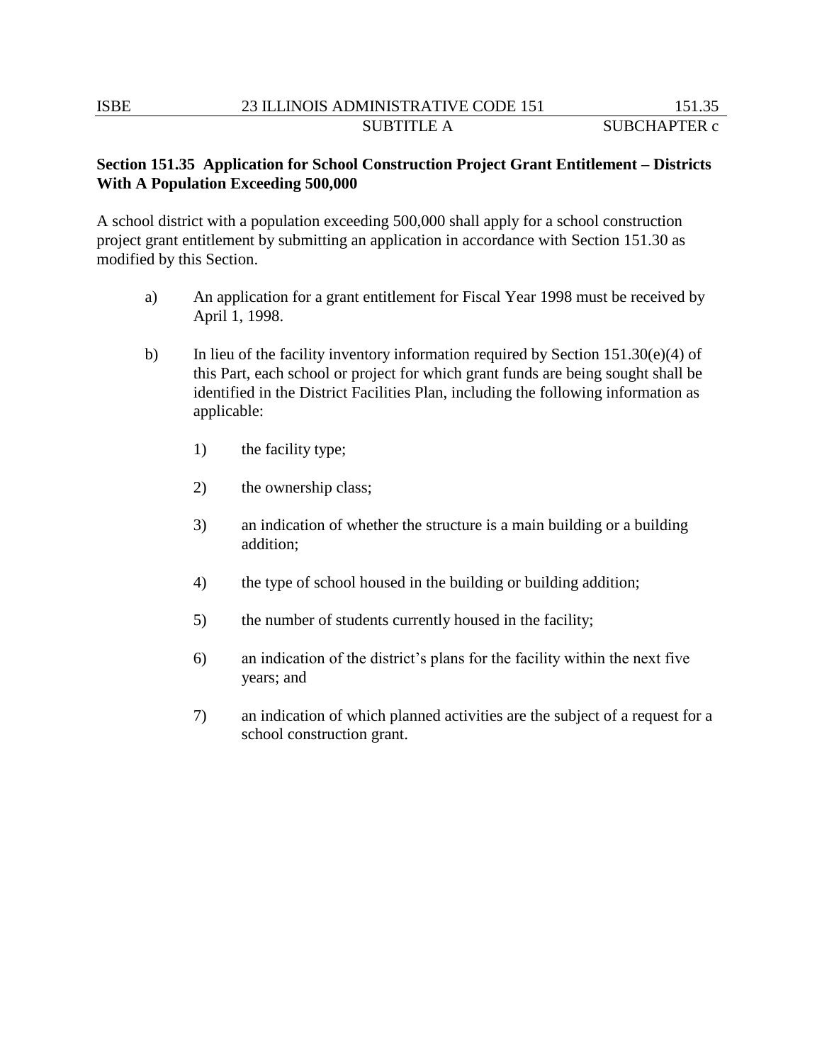**Section 151.35 Application for School Construction Project Grant Entitlement – Districts With A Population Exceeding 500,000**

A school district with a population exceeding 500,000 shall apply for a school construction project grant entitlement by submitting an application in accordance with Section 151.30 as modified by this Section.

a) An application for a grant entitlement for Fiscal Year 1998 must be received by April 1, 1998.

b) In lieu of the facility inventory information required by Section 151.30(e)(4) of this Part, each school or project for which grant funds are being sought shall be identified in the District Facilities Plan, including the following information as applicable:

   1) the facility type;

   2) the ownership class;

   3) an indication of whether the structure is a main building or a building addition;

   4) the type of school housed in the building or building addition;

   5) the number of students currently housed in the facility;

   6) an indication of the district's plans for the facility within the next five years; and

   7) an indication of which planned activities are the subject of a request for a school construction grant.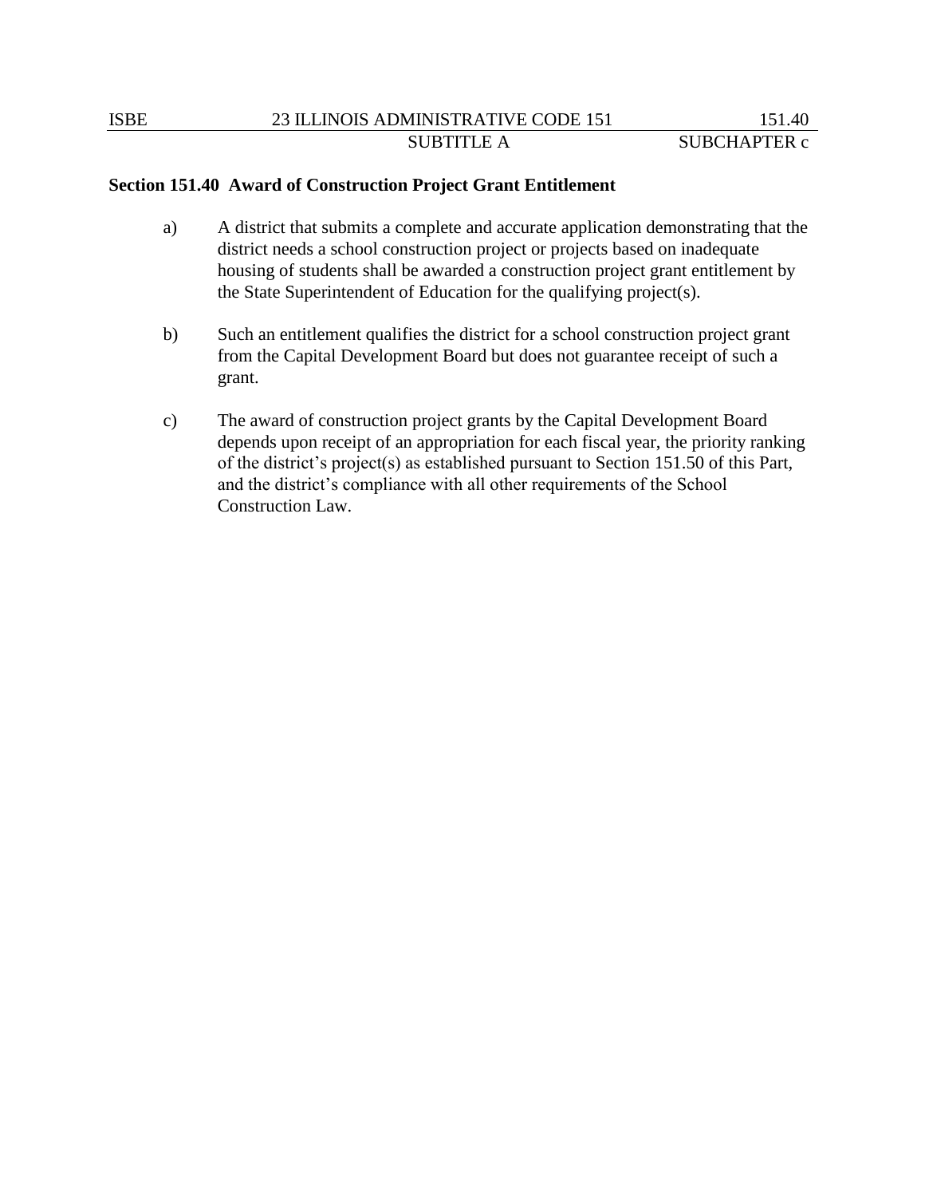**Section 151.40 Award of Construction Project Grant Entitlement**

a) A district that submits a complete and accurate application demonstrating that the district needs a school construction project or projects based on inadequate housing of students shall be awarded a construction project grant entitlement by the State Superintendent of Education for the qualifying project(s).

b) Such an entitlement qualifies the district for a school construction project grant from the Capital Development Board but does not guarantee receipt of such a grant.

c) The award of construction project grants by the Capital Development Board depends upon receipt of an appropriation for each fiscal year, the priority ranking of the district's project(s) as established pursuant to Section 151.50 of this Part, and the district's compliance with all other requirements of the School Construction Law.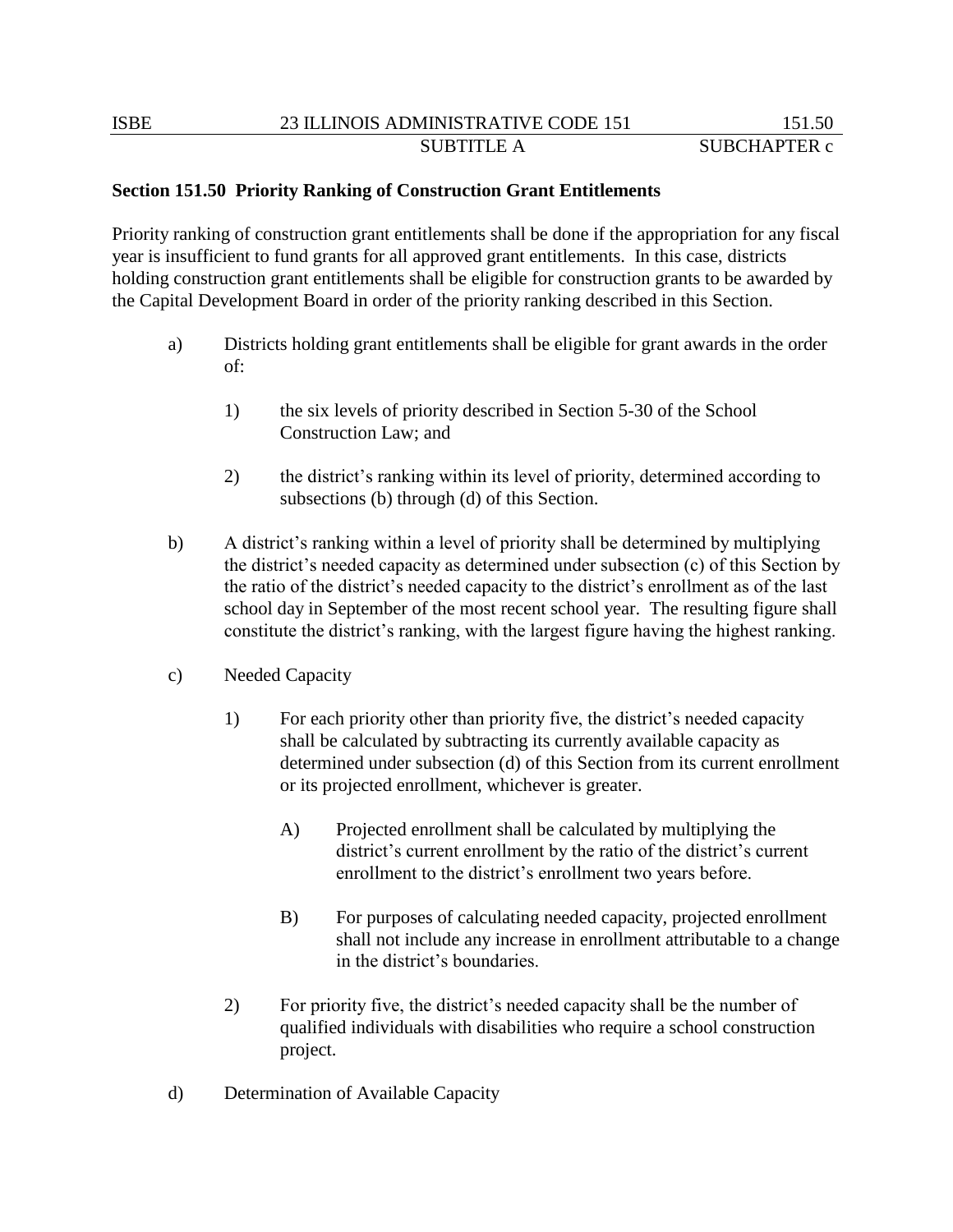**Section 151.50 Priority Ranking of Construction Grant Entitlements**

Priority ranking of construction grant entitlements shall be done if the appropriation for any fiscal year is insufficient to fund grants for all approved grant entitlements. In this case, districts holding construction grant entitlements shall be eligible for construction grants to be awarded by the Capital Development Board in order of the priority ranking described in this Section.

a) Districts holding grant entitlements shall be eligible for grant awards in the order of:

   1) the six levels of priority described in Section 5-30 of the School Construction Law; and

   2) the district's ranking within its level of priority, determined according to subsections (b) through (d) of this Section.

b) A district's ranking within a level of priority shall be determined by multiplying the district's needed capacity as determined under subsection (c) of this Section by the ratio of the district's needed capacity to the district's enrollment as of the last school day in September of the most recent school year. The resulting figure shall constitute the district's ranking, with the largest figure having the highest ranking.

c) Needed Capacity

   1) For each priority other than priority five, the district's needed capacity shall be calculated by subtracting its currently available capacity as determined under subsection (d) of this Section from its current enrollment or its projected enrollment, whichever is greater.

      A) Projected enrollment shall be calculated by multiplying the district's current enrollment by the ratio of the district's current enrollment to the district's enrollment two years before.

      B) For purposes of calculating needed capacity, projected enrollment shall not include any increase in enrollment attributable to a change in the district's boundaries.

   2) For priority five, the district's needed capacity shall be the number of qualified individuals with disabilities who require a school construction project.

d) Determination of Available Capacity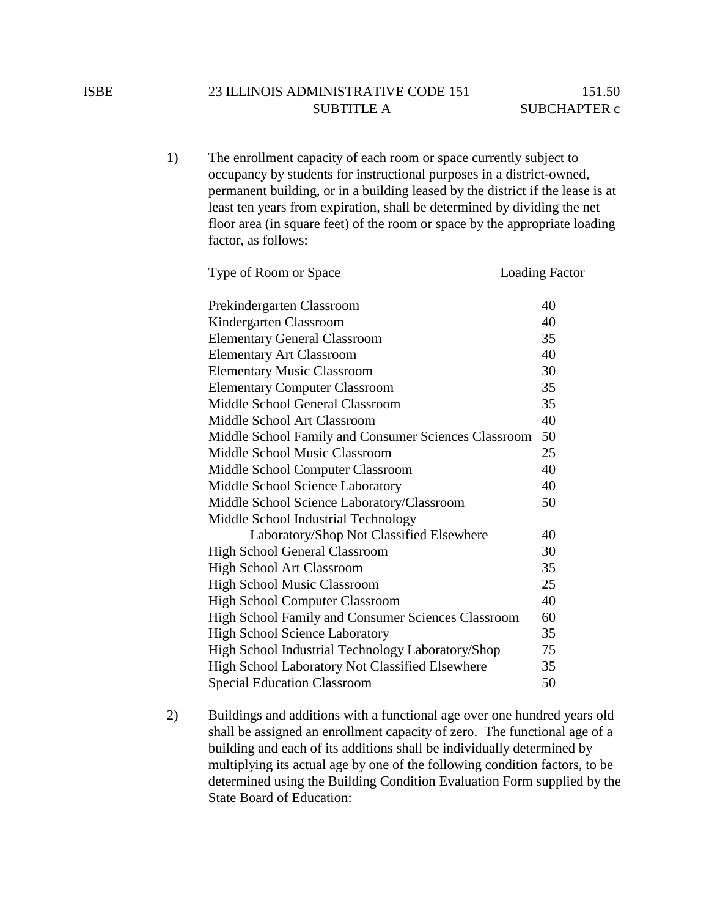1) The enrollment capacity of each room or space currently subject to occupancy by students for instructional purposes in a district-owned, permanent building, or in a building leased by the district if the lease is at least ten years from expiration, shall be determined by dividing the net floor area (in square feet) of the room or space by the appropriate loading factor, as follows:

| Type of Room or Space | Loading Factor |
|---|---|
| Prekindergarten Classroom | 40 |
| Kindergarten Classroom | 40 |
| Elementary General Classroom | 35 |
| Elementary Art Classroom | 40 |
| Elementary Music Classroom | 30 |
| Elementary Computer Classroom | 35 |
| Middle School General Classroom | 35 |
| Middle School Art Classroom | 40 |
| Middle School Family and Consumer Sciences Classroom | 50 |
| Middle School Music Classroom | 25 |
| Middle School Computer Classroom | 40 |
| Middle School Science Laboratory | 40 |
| Middle School Science Laboratory/Classroom | 50 |
| Middle School Industrial Technology Laboratory/Shop Not Classified Elsewhere | 40 |
| High School General Classroom | 30 |
| High School Art Classroom | 35 |
| High School Music Classroom | 25 |
| High School Computer Classroom | 40 |
| High School Family and Consumer Sciences Classroom | 60 |
| High School Science Laboratory | 35 |
| High School Industrial Technology Laboratory/Shop | 75 |
| High School Laboratory Not Classified Elsewhere | 35 |
| Special Education Classroom | 50 |

2) Buildings and additions with a functional age over one hundred years old shall be assigned an enrollment capacity of zero. The functional age of a building and each of its additions shall be individually determined by multiplying its actual age by one of the following condition factors, to be determined using the Building Condition Evaluation Form supplied by the State Board of Education: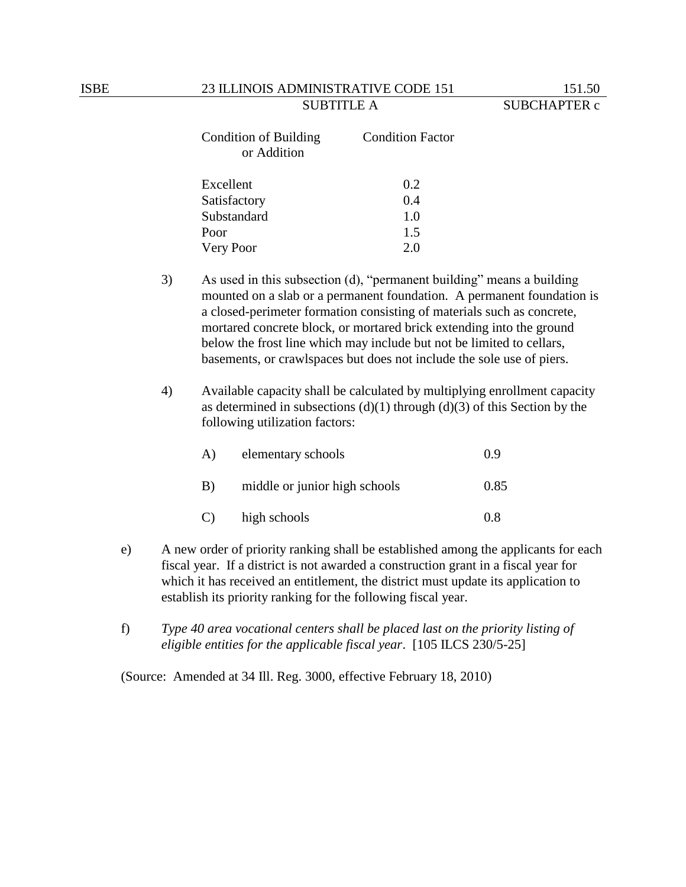| Condition of Building or Addition | Condition Factor |
|---|---|
| Excellent | 0.2 |
| Satisfactory | 0.4 |
| Substandard | 1.0 |
| Poor | 1.5 |
| Very Poor | 2.0 |

3) As used in this subsection (d), "permanent building" means a building mounted on a slab or a permanent foundation. A permanent foundation is a closed-perimeter formation consisting of materials such as concrete, mortared concrete block, or mortared brick extending into the ground below the frost line which may include but not be limited to cellars, basements, or crawlspaces but does not include the sole use of piers.

4) Available capacity shall be calculated by multiplying enrollment capacity as determined in subsections (d)(1) through (d)(3) of this Section by the following utilization factors:

| | | |
|---|---|---|
| A) | elementary schools | 0.9 |
| B) | middle or junior high schools | 0.85 |
| C) | high schools | 0.8 |

e) A new order of priority ranking shall be established among the applicants for each fiscal year. If a district is not awarded a construction grant in a fiscal year for which it has received an entitlement, the district must update its application to establish its priority ranking for the following fiscal year.

f) *Type 40 area vocational centers shall be placed last on the priority listing of eligible entities for the applicable fiscal year*. [105 ILCS 230/5-25]

(Source: Amended at 34 Ill. Reg. 3000, effective February 18, 2010)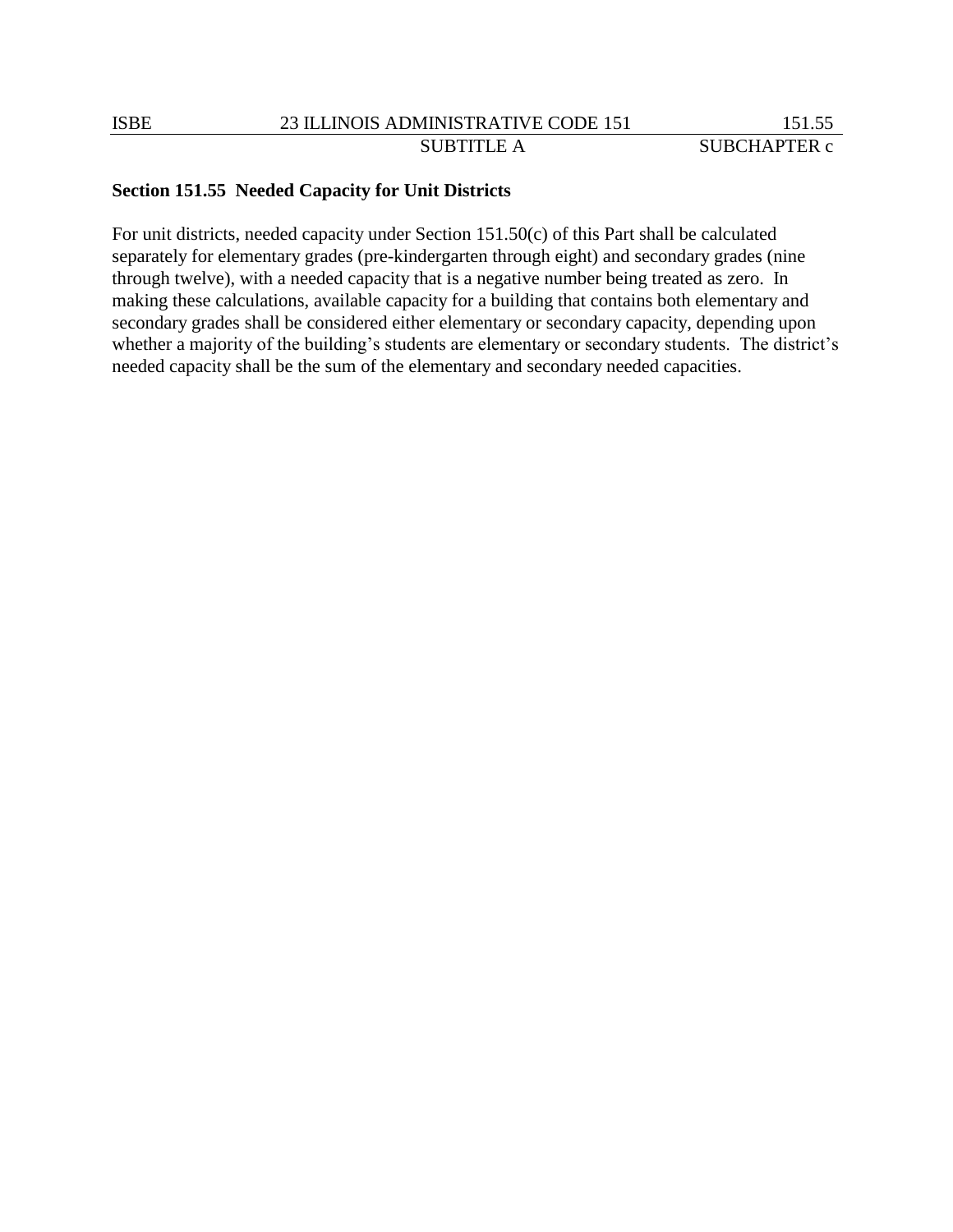**Section 151.55  Needed Capacity for Unit Districts**

For unit districts, needed capacity under Section 151.50(c) of this Part shall be calculated separately for elementary grades (pre-kindergarten through eight) and secondary grades (nine through twelve), with a needed capacity that is a negative number being treated as zero.  In making these calculations, available capacity for a building that contains both elementary and secondary grades shall be considered either elementary or secondary capacity, depending upon whether a majority of the building's students are elementary or secondary students.  The district's needed capacity shall be the sum of the elementary and secondary needed capacities.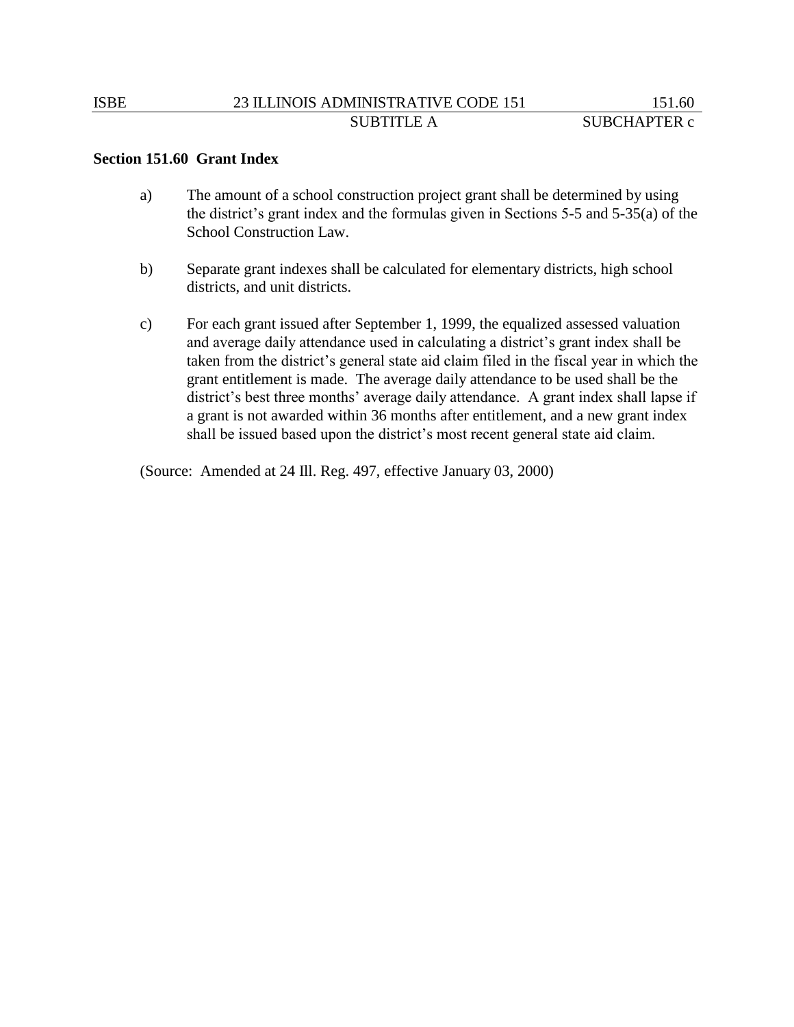**Section 151.60 Grant Index**

a) The amount of a school construction project grant shall be determined by using the district's grant index and the formulas given in Sections 5-5 and 5-35(a) of the School Construction Law.

b) Separate grant indexes shall be calculated for elementary districts, high school districts, and unit districts.

c) For each grant issued after September 1, 1999, the equalized assessed valuation and average daily attendance used in calculating a district's grant index shall be taken from the district's general state aid claim filed in the fiscal year in which the grant entitlement is made. The average daily attendance to be used shall be the district's best three months' average daily attendance. A grant index shall lapse if a grant is not awarded within 36 months after entitlement, and a new grant index shall be issued based upon the district's most recent general state aid claim.

(Source: Amended at 24 Ill. Reg. 497, effective January 03, 2000)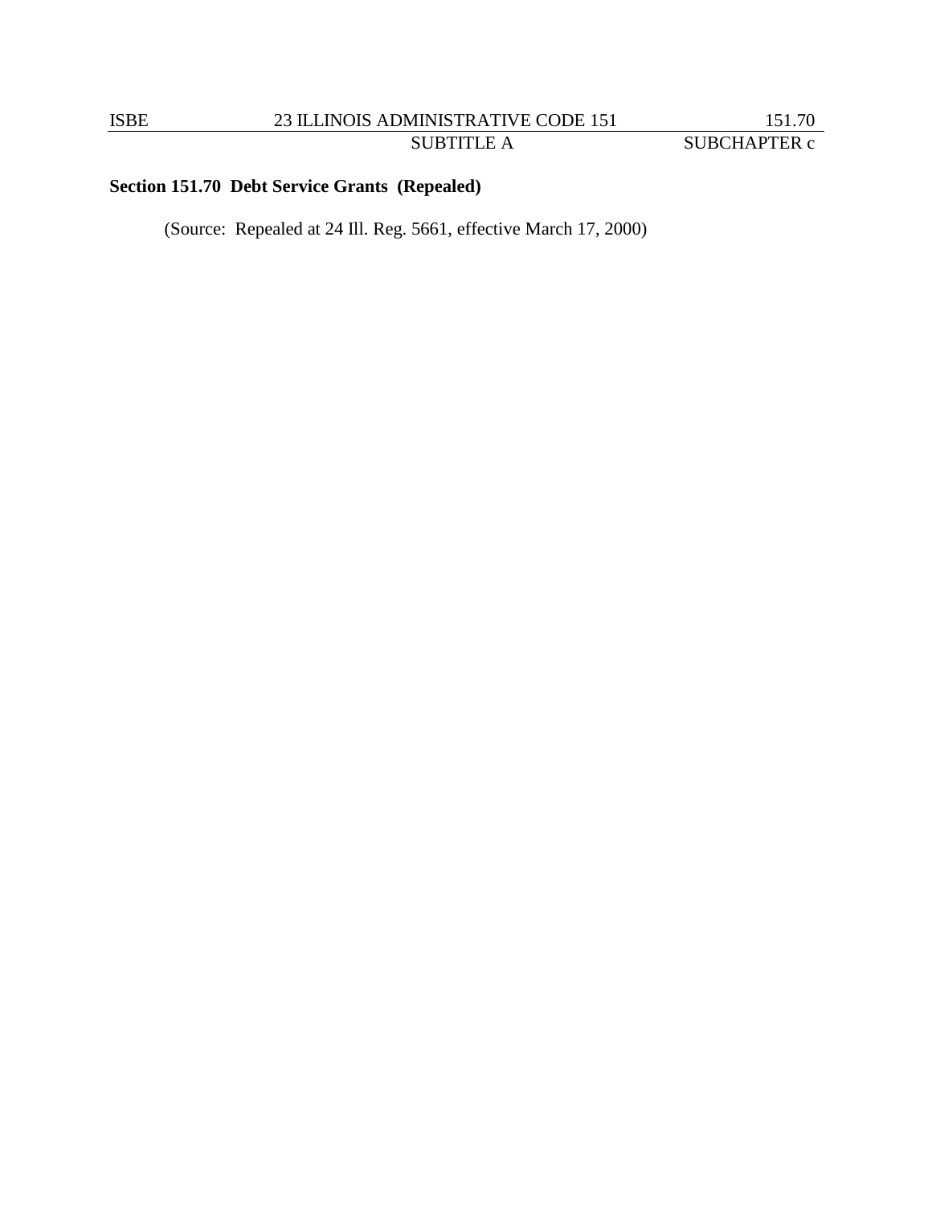**Section 151.70 Debt Service Grants (Repealed)**

(Source: Repealed at 24 Ill. Reg. 5661, effective March 17, 2000)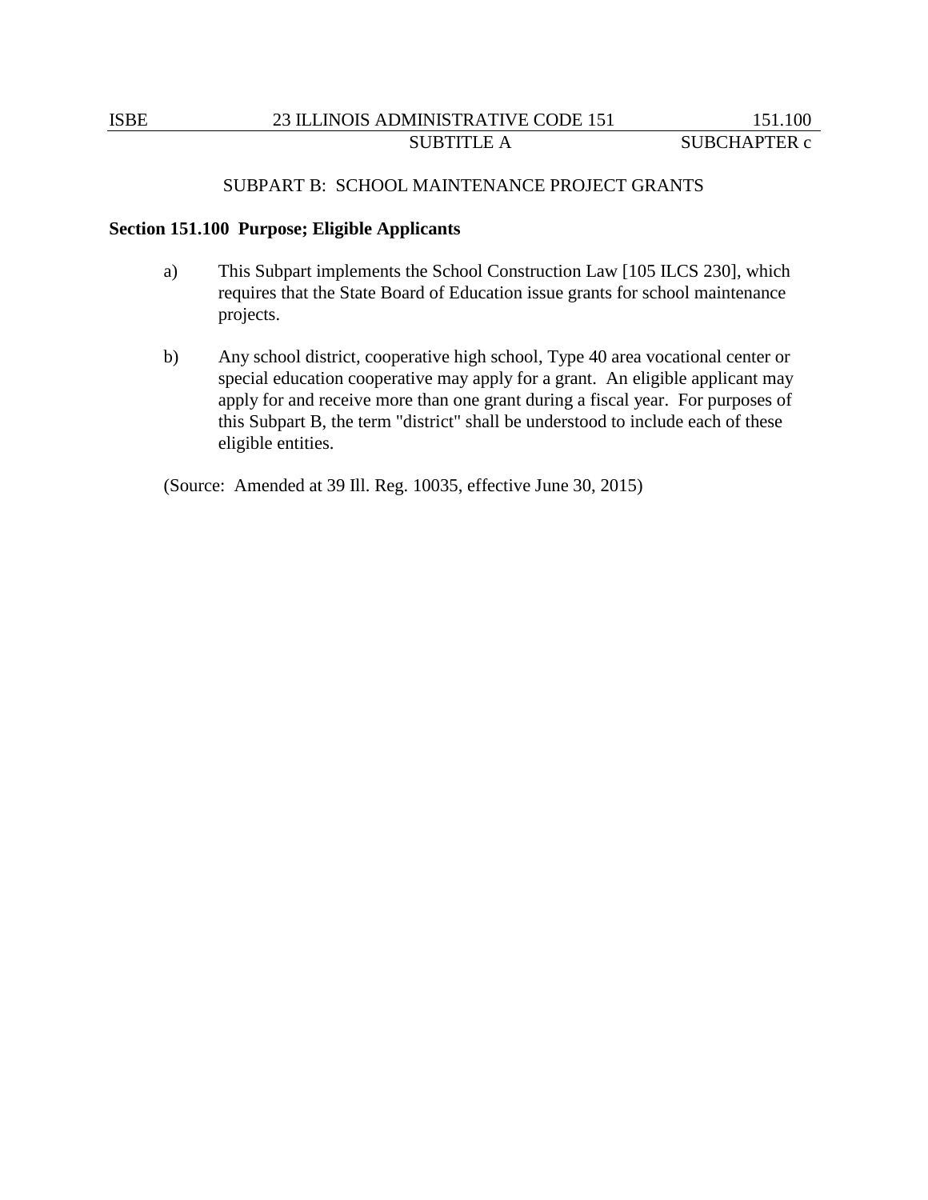## SUBPART B: SCHOOL MAINTENANCE PROJECT GRANTS

### Section 151.100 Purpose; Eligible Applicants

a) This Subpart implements the School Construction Law [105 ILCS 230], which requires that the State Board of Education issue grants for school maintenance projects.

b) Any school district, cooperative high school, Type 40 area vocational center or special education cooperative may apply for a grant. An eligible applicant may apply for and receive more than one grant during a fiscal year. For purposes of this Subpart B, the term "district" shall be understood to include each of these eligible entities.

(Source: Amended at 39 Ill. Reg. 10035, effective June 30, 2015)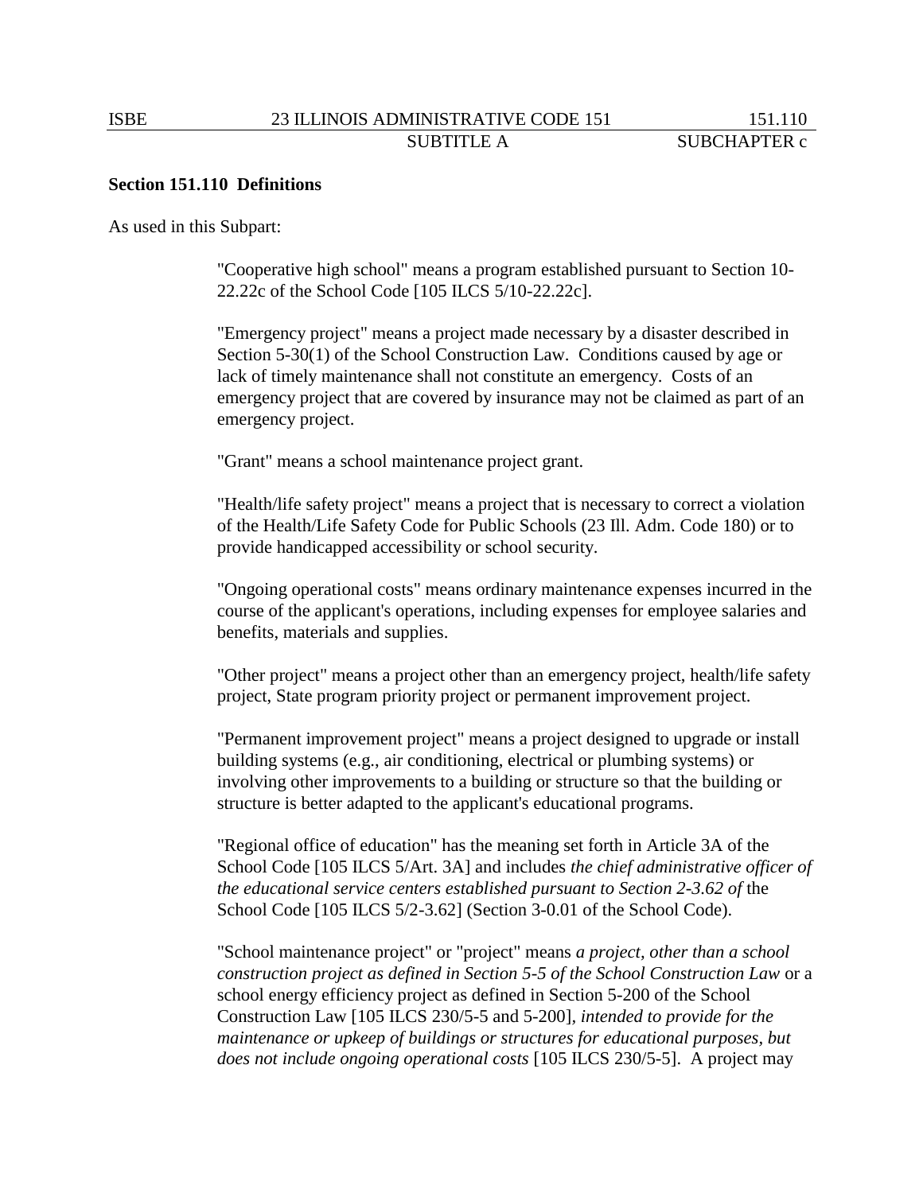**Section 151.110 Definitions**

As used in this Subpart:

"Cooperative high school" means a program established pursuant to Section 10-22.22c of the School Code [105 ILCS 5/10-22.22c].

"Emergency project" means a project made necessary by a disaster described in Section 5-30(1) of the School Construction Law. Conditions caused by age or lack of timely maintenance shall not constitute an emergency. Costs of an emergency project that are covered by insurance may not be claimed as part of an emergency project.

"Grant" means a school maintenance project grant.

"Health/life safety project" means a project that is necessary to correct a violation of the Health/Life Safety Code for Public Schools (23 Ill. Adm. Code 180) or to provide handicapped accessibility or school security.

"Ongoing operational costs" means ordinary maintenance expenses incurred in the course of the applicant's operations, including expenses for employee salaries and benefits, materials and supplies.

"Other project" means a project other than an emergency project, health/life safety project, State program priority project or permanent improvement project.

"Permanent improvement project" means a project designed to upgrade or install building systems (e.g., air conditioning, electrical or plumbing systems) or involving other improvements to a building or structure so that the building or structure is better adapted to the applicant's educational programs.

"Regional office of education" has the meaning set forth in Article 3A of the School Code [105 ILCS 5/Art. 3A] and includes *the chief administrative officer of the educational service centers established pursuant to Section 2-3.62 of* the School Code [105 ILCS 5/2-3.62] (Section 3-0.01 of the School Code).

"School maintenance project" or "project" means *a project, other than a school construction project as defined in Section 5-5 of the School Construction Law* or a school energy efficiency project as defined in Section 5-200 of the School Construction Law [105 ILCS 230/5-5 and 5-200], *intended to provide for the maintenance or upkeep of buildings or structures for educational purposes, but does not include ongoing operational costs* [105 ILCS 230/5-5]. A project may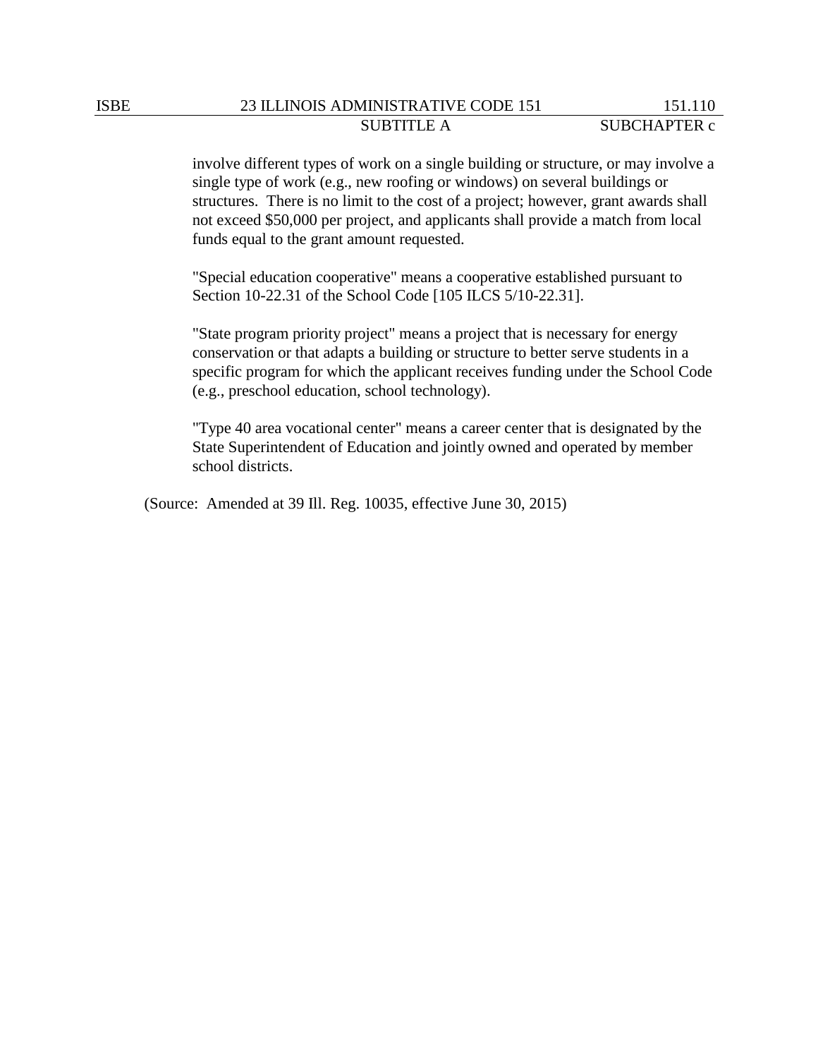involve different types of work on a single building or structure, or may involve a single type of work (e.g., new roofing or windows) on several buildings or structures. There is no limit to the cost of a project; however, grant awards shall not exceed $50,000 per project, and applicants shall provide a match from local funds equal to the grant amount requested.

"Special education cooperative" means a cooperative established pursuant to Section 10-22.31 of the School Code [105 ILCS 5/10-22.31].

"State program priority project" means a project that is necessary for energy conservation or that adapts a building or structure to better serve students in a specific program for which the applicant receives funding under the School Code (e.g., preschool education, school technology).

"Type 40 area vocational center" means a career center that is designated by the State Superintendent of Education and jointly owned and operated by member school districts.

(Source: Amended at 39 Ill. Reg. 10035, effective June 30, 2015)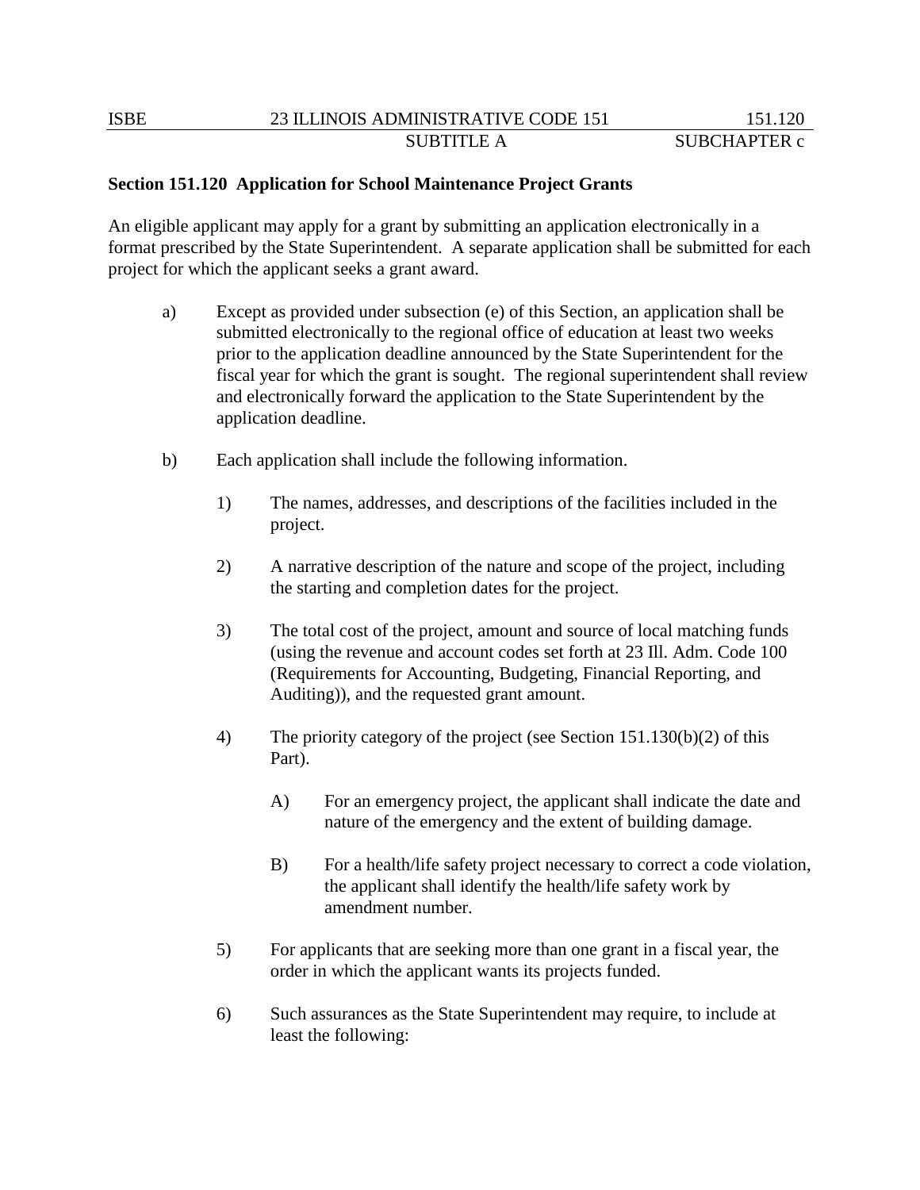**Section 151.120 Application for School Maintenance Project Grants**

An eligible applicant may apply for a grant by submitting an application electronically in a format prescribed by the State Superintendent. A separate application shall be submitted for each project for which the applicant seeks a grant award.

a) Except as provided under subsection (e) of this Section, an application shall be submitted electronically to the regional office of education at least two weeks prior to the application deadline announced by the State Superintendent for the fiscal year for which the grant is sought. The regional superintendent shall review and electronically forward the application to the State Superintendent by the application deadline.

b) Each application shall include the following information.

1) The names, addresses, and descriptions of the facilities included in the project.

2) A narrative description of the nature and scope of the project, including the starting and completion dates for the project.

3) The total cost of the project, amount and source of local matching funds (using the revenue and account codes set forth at 23 Ill. Adm. Code 100 (Requirements for Accounting, Budgeting, Financial Reporting, and Auditing)), and the requested grant amount.

4) The priority category of the project (see Section 151.130(b)(2) of this Part).

A) For an emergency project, the applicant shall indicate the date and nature of the emergency and the extent of building damage.

B) For a health/life safety project necessary to correct a code violation, the applicant shall identify the health/life safety work by amendment number.

5) For applicants that are seeking more than one grant in a fiscal year, the order in which the applicant wants its projects funded.

6) Such assurances as the State Superintendent may require, to include at least the following: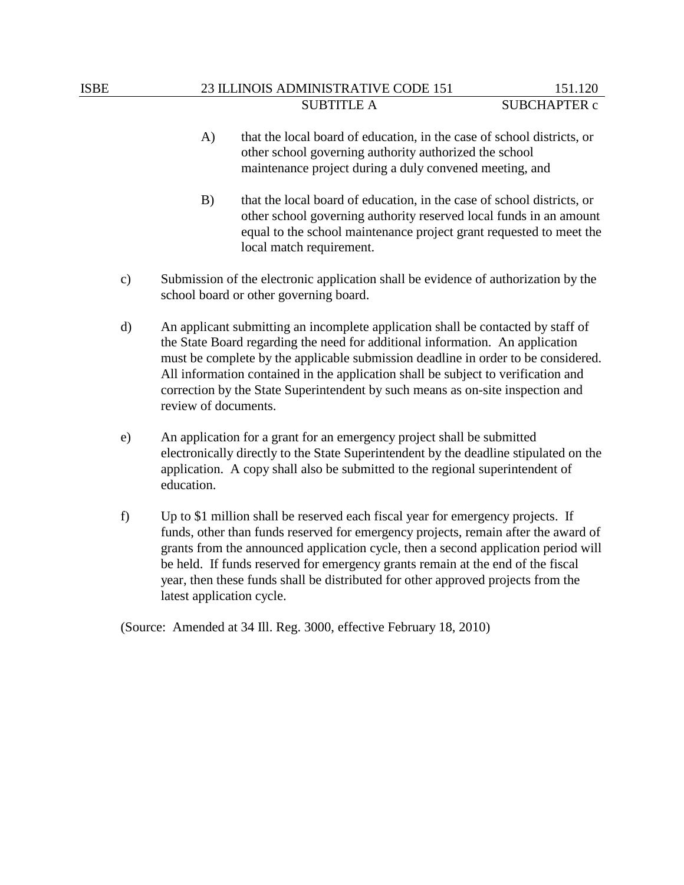A) that the local board of education, in the case of school districts, or other school governing authority authorized the school maintenance project during a duly convened meeting, and

B) that the local board of education, in the case of school districts, or other school governing authority reserved local funds in an amount equal to the school maintenance project grant requested to meet the local match requirement.

c) Submission of the electronic application shall be evidence of authorization by the school board or other governing board.

d) An applicant submitting an incomplete application shall be contacted by staff of the State Board regarding the need for additional information. An application must be complete by the applicable submission deadline in order to be considered. All information contained in the application shall be subject to verification and correction by the State Superintendent by such means as on-site inspection and review of documents.

e) An application for a grant for an emergency project shall be submitted electronically directly to the State Superintendent by the deadline stipulated on the application. A copy shall also be submitted to the regional superintendent of education.

f) Up to $1 million shall be reserved each fiscal year for emergency projects. If funds, other than funds reserved for emergency projects, remain after the award of grants from the announced application cycle, then a second application period will be held. If funds reserved for emergency grants remain at the end of the fiscal year, then these funds shall be distributed for other approved projects from the latest application cycle.

(Source: Amended at 34 Ill. Reg. 3000, effective February 18, 2010)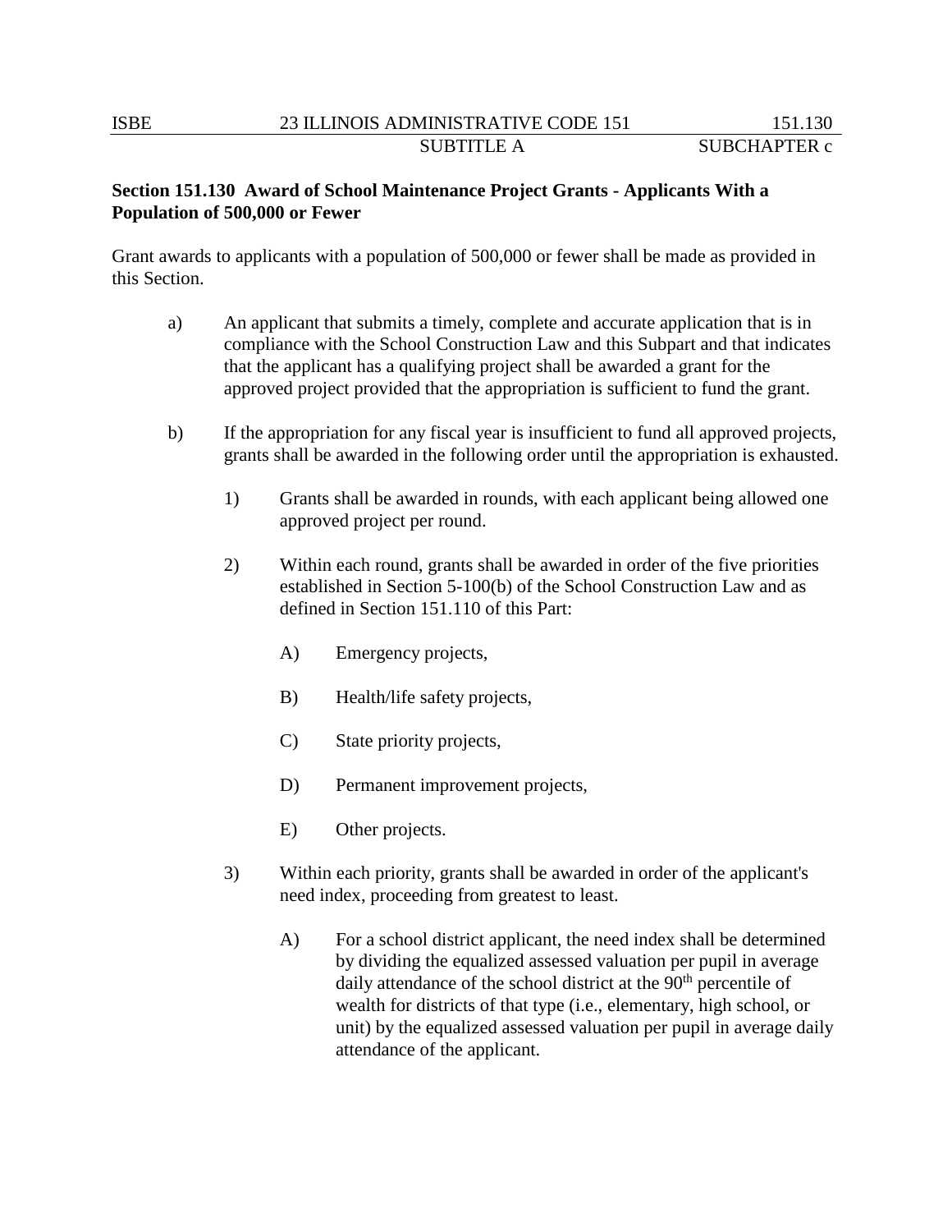**Section 151.130 Award of School Maintenance Project Grants - Applicants With a Population of 500,000 or Fewer**

Grant awards to applicants with a population of 500,000 or fewer shall be made as provided in this Section.

a) An applicant that submits a timely, complete and accurate application that is in compliance with the School Construction Law and this Subpart and that indicates that the applicant has a qualifying project shall be awarded a grant for the approved project provided that the appropriation is sufficient to fund the grant.

b) If the appropriation for any fiscal year is insufficient to fund all approved projects, grants shall be awarded in the following order until the appropriation is exhausted.

   1) Grants shall be awarded in rounds, with each applicant being allowed one approved project per round.

   2) Within each round, grants shall be awarded in order of the five priorities established in Section 5-100(b) of the School Construction Law and as defined in Section 151.110 of this Part:

      A) Emergency projects,

      B) Health/life safety projects,

      C) State priority projects,

      D) Permanent improvement projects,

      E) Other projects.

   3) Within each priority, grants shall be awarded in order of the applicant's need index, proceeding from greatest to least.

      A) For a school district applicant, the need index shall be determined by dividing the equalized assessed valuation per pupil in average daily attendance of the school district at the 90th percentile of wealth for districts of that type (i.e., elementary, high school, or unit) by the equalized assessed valuation per pupil in average daily attendance of the applicant.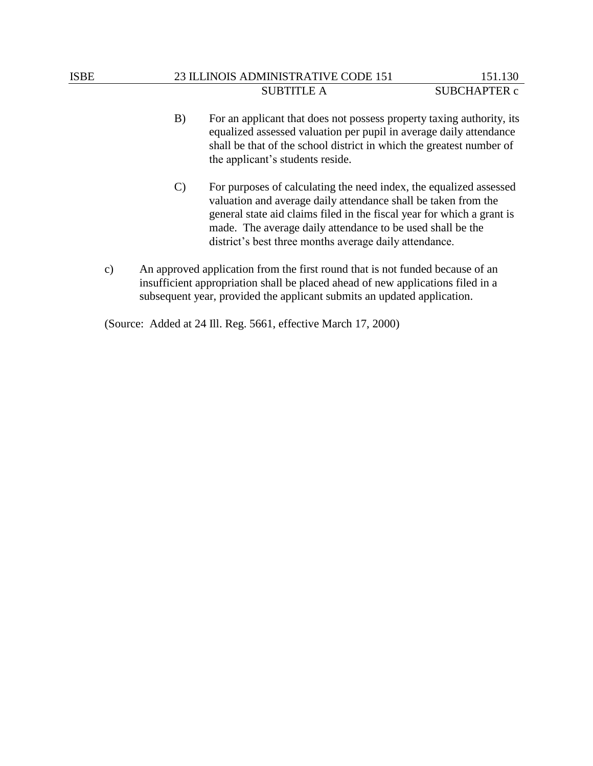B) For an applicant that does not possess property taxing authority, its equalized assessed valuation per pupil in average daily attendance shall be that of the school district in which the greatest number of the applicant's students reside.

C) For purposes of calculating the need index, the equalized assessed valuation and average daily attendance shall be taken from the general state aid claims filed in the fiscal year for which a grant is made. The average daily attendance to be used shall be the district's best three months average daily attendance.

c) An approved application from the first round that is not funded because of an insufficient appropriation shall be placed ahead of new applications filed in a subsequent year, provided the applicant submits an updated application.

(Source: Added at 24 Ill. Reg. 5661, effective March 17, 2000)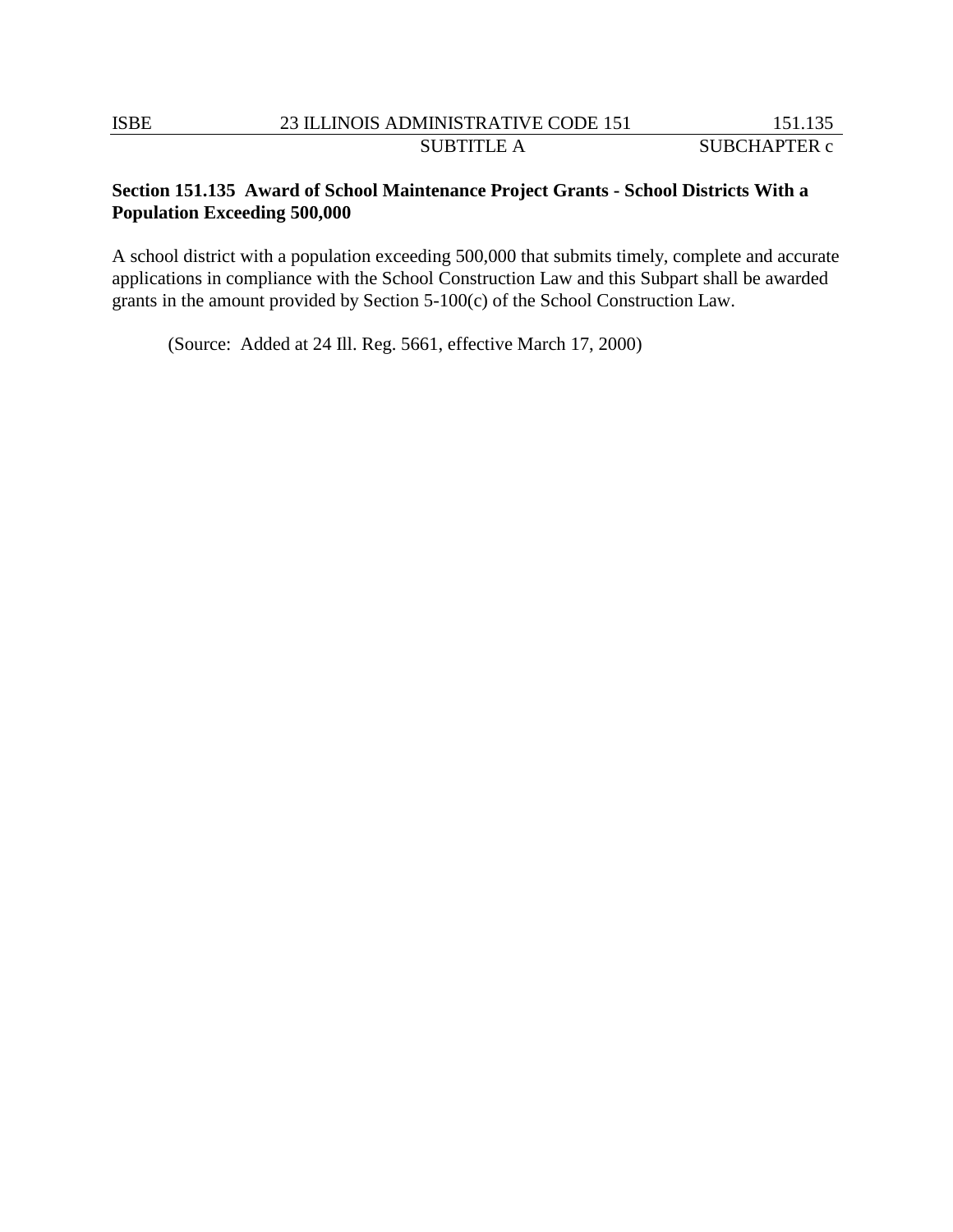**Section 151.135 Award of School Maintenance Project Grants - School Districts With a Population Exceeding 500,000**

A school district with a population exceeding 500,000 that submits timely, complete and accurate applications in compliance with the School Construction Law and this Subpart shall be awarded grants in the amount provided by Section 5-100(c) of the School Construction Law.

(Source: Added at 24 Ill. Reg. 5661, effective March 17, 2000)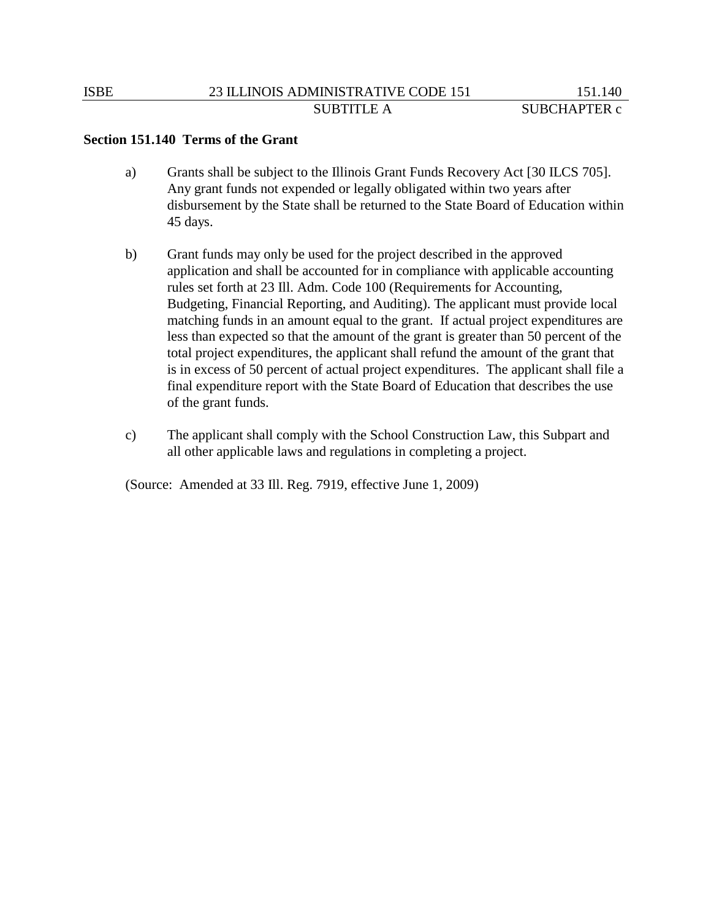**Section 151.140 Terms of the Grant**

a) Grants shall be subject to the Illinois Grant Funds Recovery Act [30 ILCS 705]. Any grant funds not expended or legally obligated within two years after disbursement by the State shall be returned to the State Board of Education within 45 days.

b) Grant funds may only be used for the project described in the approved application and shall be accounted for in compliance with applicable accounting rules set forth at 23 Ill. Adm. Code 100 (Requirements for Accounting, Budgeting, Financial Reporting, and Auditing). The applicant must provide local matching funds in an amount equal to the grant. If actual project expenditures are less than expected so that the amount of the grant is greater than 50 percent of the total project expenditures, the applicant shall refund the amount of the grant that is in excess of 50 percent of actual project expenditures. The applicant shall file a final expenditure report with the State Board of Education that describes the use of the grant funds.

c) The applicant shall comply with the School Construction Law, this Subpart and all other applicable laws and regulations in completing a project.

(Source: Amended at 33 Ill. Reg. 7919, effective June 1, 2009)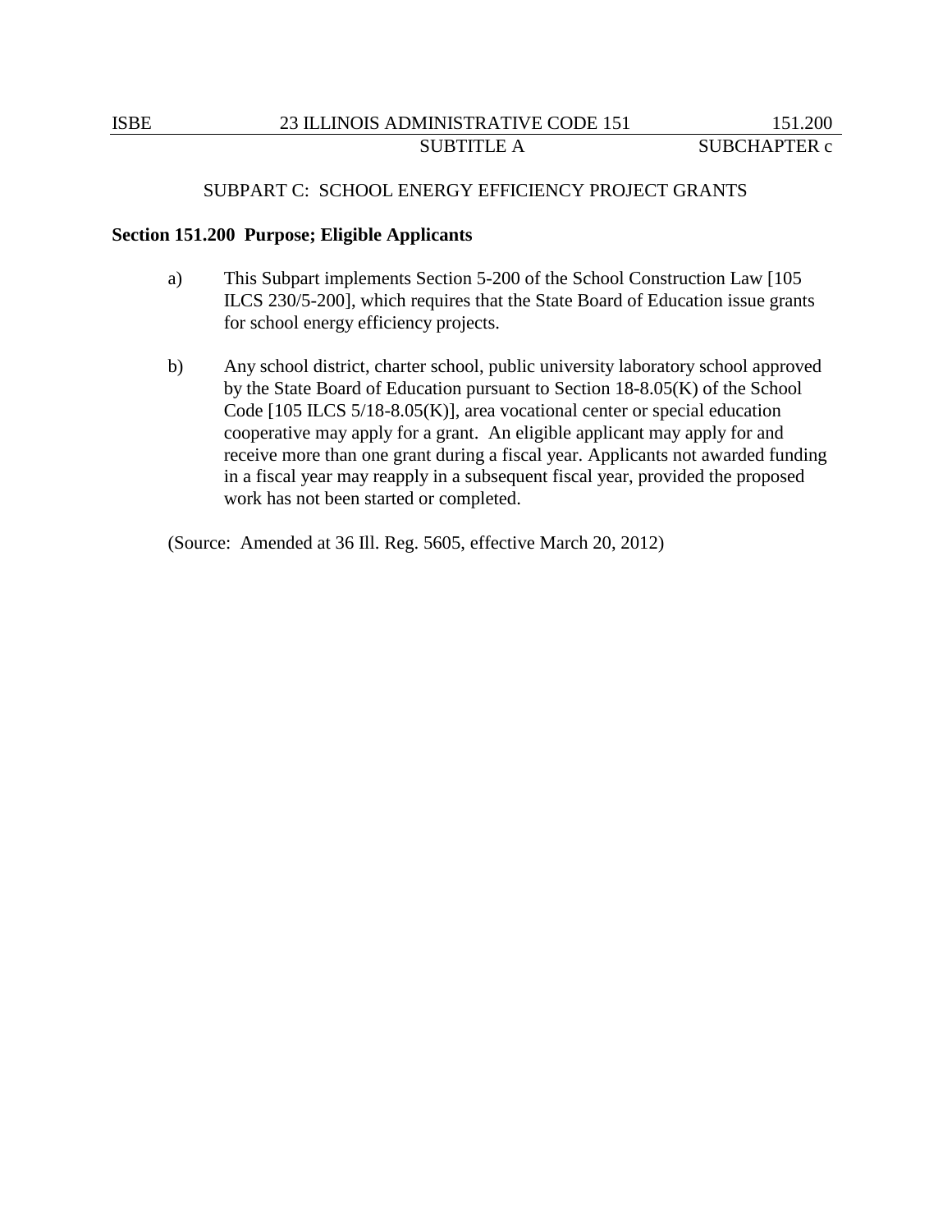## SUBPART C: SCHOOL ENERGY EFFICIENCY PROJECT GRANTS

### Section 151.200 Purpose; Eligible Applicants

a) This Subpart implements Section 5-200 of the School Construction Law [105 ILCS 230/5-200], which requires that the State Board of Education issue grants for school energy efficiency projects.

b) Any school district, charter school, public university laboratory school approved by the State Board of Education pursuant to Section 18-8.05(K) of the School Code [105 ILCS 5/18-8.05(K)], area vocational center or special education cooperative may apply for a grant. An eligible applicant may apply for and receive more than one grant during a fiscal year. Applicants not awarded funding in a fiscal year may reapply in a subsequent fiscal year, provided the proposed work has not been started or completed.

(Source: Amended at 36 Ill. Reg. 5605, effective March 20, 2012)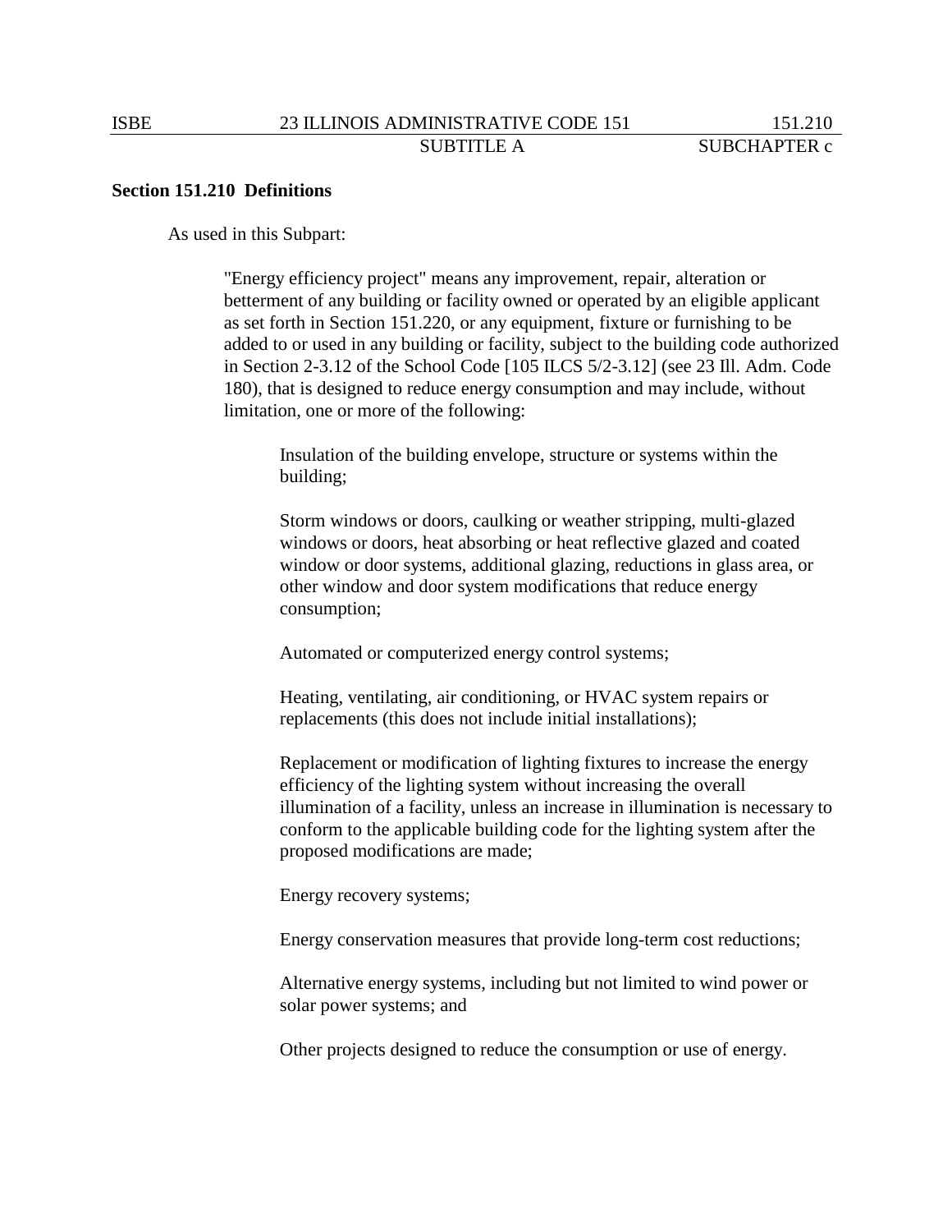**Section 151.210 Definitions**

As used in this Subpart:

"Energy efficiency project" means any improvement, repair, alteration or betterment of any building or facility owned or operated by an eligible applicant as set forth in Section 151.220, or any equipment, fixture or furnishing to be added to or used in any building or facility, subject to the building code authorized in Section 2-3.12 of the School Code [105 ILCS 5/2-3.12] (see 23 Ill. Adm. Code 180), that is designed to reduce energy consumption and may include, without limitation, one or more of the following:

> Insulation of the building envelope, structure or systems within the building;
>
> Storm windows or doors, caulking or weather stripping, multi-glazed windows or doors, heat absorbing or heat reflective glazed and coated window or door systems, additional glazing, reductions in glass area, or other window and door system modifications that reduce energy consumption;
>
> Automated or computerized energy control systems;
>
> Heating, ventilating, air conditioning, or HVAC system repairs or replacements (this does not include initial installations);
>
> Replacement or modification of lighting fixtures to increase the energy efficiency of the lighting system without increasing the overall illumination of a facility, unless an increase in illumination is necessary to conform to the applicable building code for the lighting system after the proposed modifications are made;
>
> Energy recovery systems;
>
> Energy conservation measures that provide long-term cost reductions;
>
> Alternative energy systems, including but not limited to wind power or solar power systems; and
>
> Other projects designed to reduce the consumption or use of energy.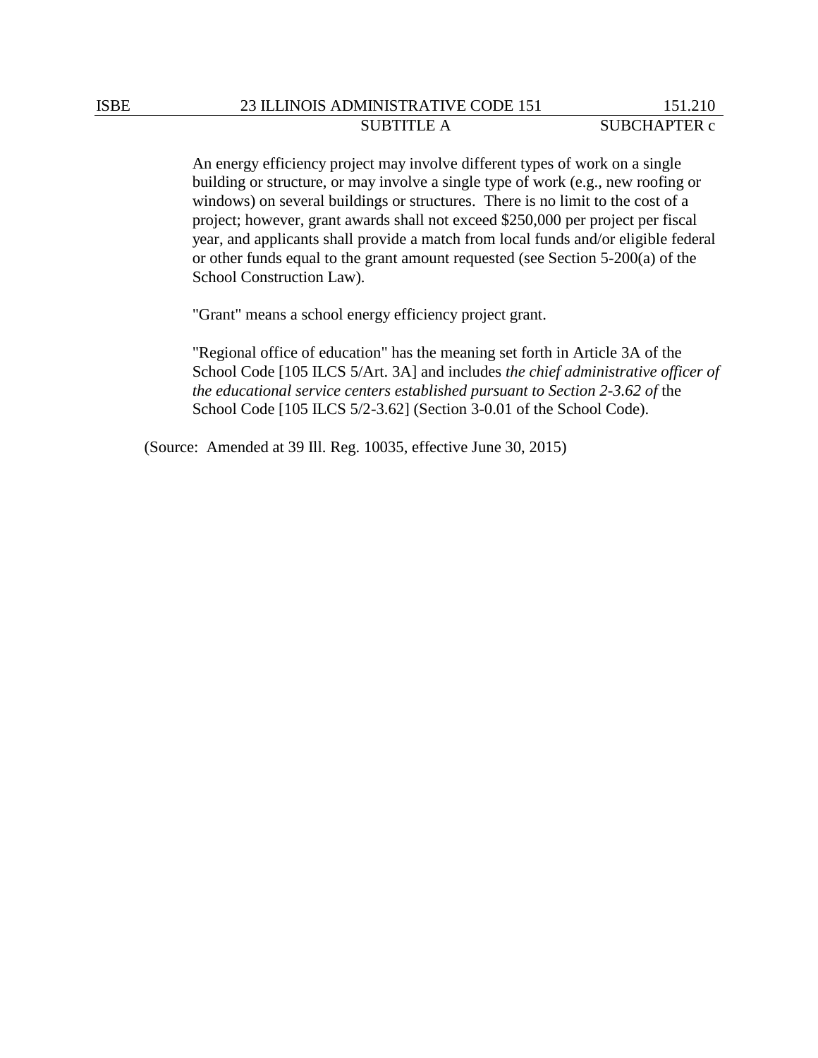An energy efficiency project may involve different types of work on a single building or structure, or may involve a single type of work (e.g., new roofing or windows) on several buildings or structures.  There is no limit to the cost of a project; however, grant awards shall not exceed $250,000 per project per fiscal year, and applicants shall provide a match from local funds and/or eligible federal or other funds equal to the grant amount requested (see Section 5-200(a) of the School Construction Law).

"Grant" means a school energy efficiency project grant.

"Regional office of education" has the meaning set forth in Article 3A of the School Code [105 ILCS 5/Art. 3A] and includes *the chief administrative officer of the educational service centers established pursuant to Section 2-3.62 of* the School Code [105 ILCS 5/2-3.62] (Section 3-0.01 of the School Code).

(Source:  Amended at 39 Ill. Reg. 10035, effective June 30, 2015)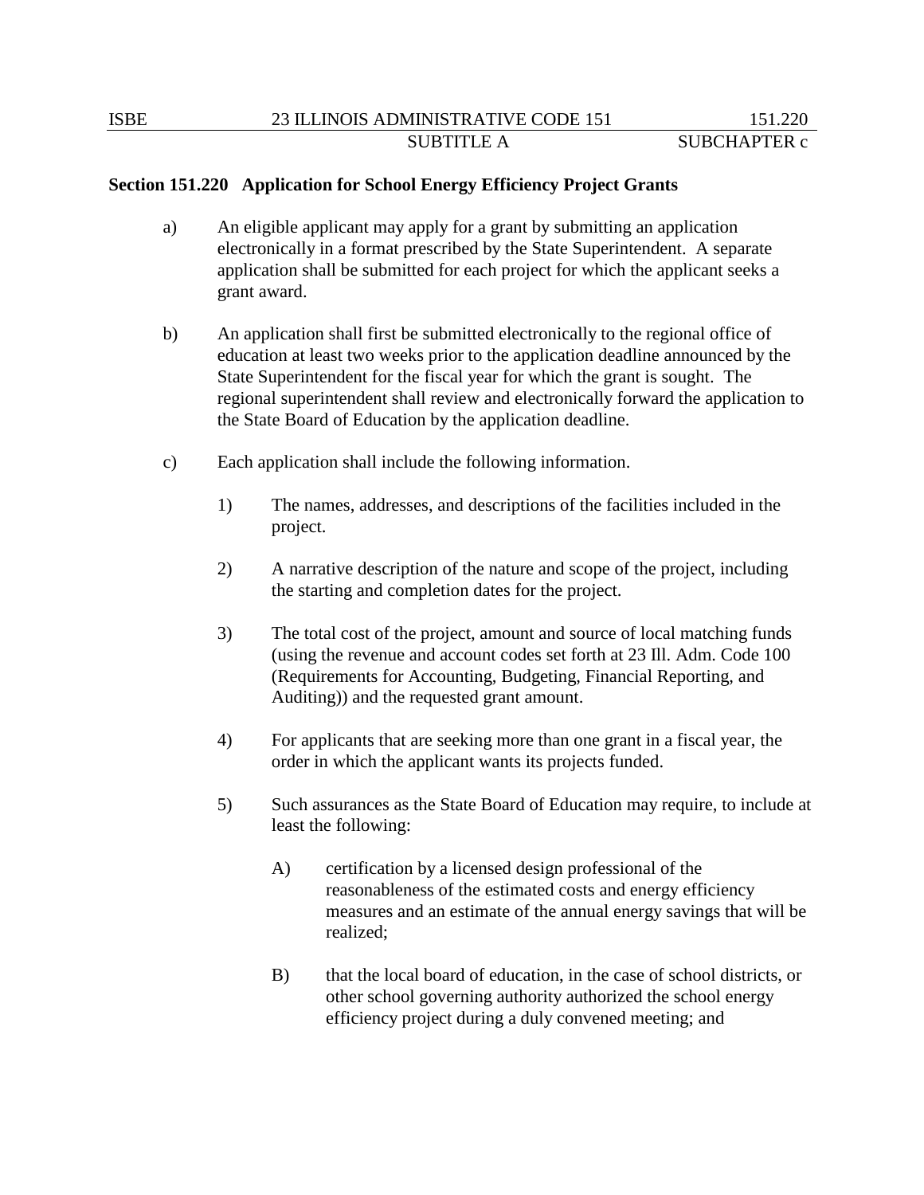**Section 151.220 Application for School Energy Efficiency Project Grants**

a) An eligible applicant may apply for a grant by submitting an application electronically in a format prescribed by the State Superintendent. A separate application shall be submitted for each project for which the applicant seeks a grant award.

b) An application shall first be submitted electronically to the regional office of education at least two weeks prior to the application deadline announced by the State Superintendent for the fiscal year for which the grant is sought. The regional superintendent shall review and electronically forward the application to the State Board of Education by the application deadline.

c) Each application shall include the following information.

1) The names, addresses, and descriptions of the facilities included in the project.

2) A narrative description of the nature and scope of the project, including the starting and completion dates for the project.

3) The total cost of the project, amount and source of local matching funds (using the revenue and account codes set forth at 23 Ill. Adm. Code 100 (Requirements for Accounting, Budgeting, Financial Reporting, and Auditing)) and the requested grant amount.

4) For applicants that are seeking more than one grant in a fiscal year, the order in which the applicant wants its projects funded.

5) Such assurances as the State Board of Education may require, to include at least the following:

A) certification by a licensed design professional of the reasonableness of the estimated costs and energy efficiency measures and an estimate of the annual energy savings that will be realized;

B) that the local board of education, in the case of school districts, or other school governing authority authorized the school energy efficiency project during a duly convened meeting; and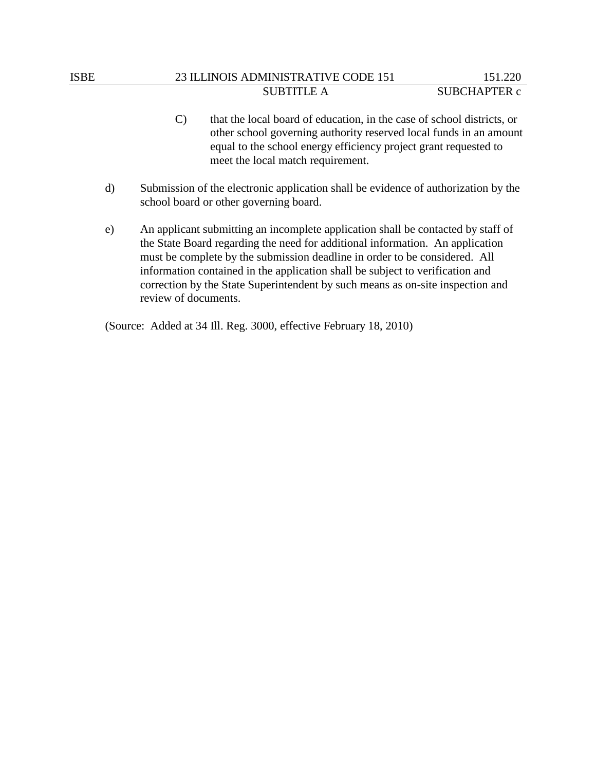C) that the local board of education, in the case of school districts, or other school governing authority reserved local funds in an amount equal to the school energy efficiency project grant requested to meet the local match requirement.

d) Submission of the electronic application shall be evidence of authorization by the school board or other governing board.

e) An applicant submitting an incomplete application shall be contacted by staff of the State Board regarding the need for additional information. An application must be complete by the submission deadline in order to be considered. All information contained in the application shall be subject to verification and correction by the State Superintendent by such means as on-site inspection and review of documents.

(Source: Added at 34 Ill. Reg. 3000, effective February 18, 2010)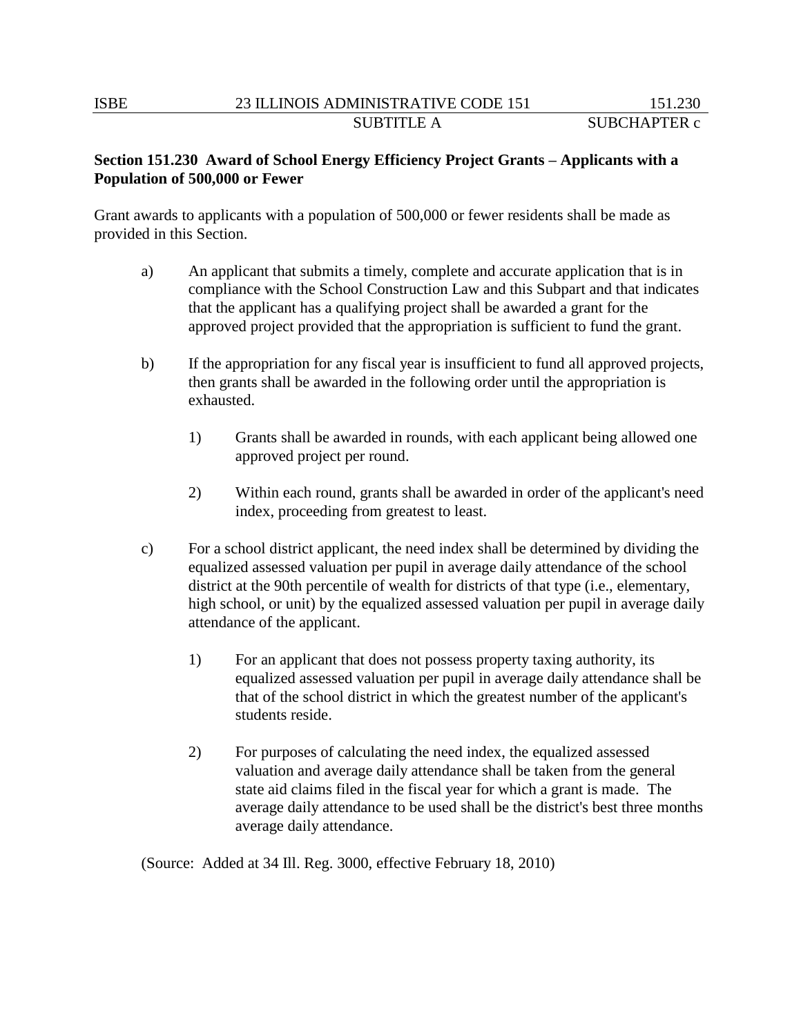**Section 151.230 Award of School Energy Efficiency Project Grants – Applicants with a Population of 500,000 or Fewer**

Grant awards to applicants with a population of 500,000 or fewer residents shall be made as provided in this Section.

a) An applicant that submits a timely, complete and accurate application that is in compliance with the School Construction Law and this Subpart and that indicates that the applicant has a qualifying project shall be awarded a grant for the approved project provided that the appropriation is sufficient to fund the grant.

b) If the appropriation for any fiscal year is insufficient to fund all approved projects, then grants shall be awarded in the following order until the appropriation is exhausted.

1) Grants shall be awarded in rounds, with each applicant being allowed one approved project per round.

2) Within each round, grants shall be awarded in order of the applicant's need index, proceeding from greatest to least.

c) For a school district applicant, the need index shall be determined by dividing the equalized assessed valuation per pupil in average daily attendance of the school district at the 90th percentile of wealth for districts of that type (i.e., elementary, high school, or unit) by the equalized assessed valuation per pupil in average daily attendance of the applicant.

1) For an applicant that does not possess property taxing authority, its equalized assessed valuation per pupil in average daily attendance shall be that of the school district in which the greatest number of the applicant's students reside.

2) For purposes of calculating the need index, the equalized assessed valuation and average daily attendance shall be taken from the general state aid claims filed in the fiscal year for which a grant is made. The average daily attendance to be used shall be the district's best three months average daily attendance.

(Source: Added at 34 Ill. Reg. 3000, effective February 18, 2010)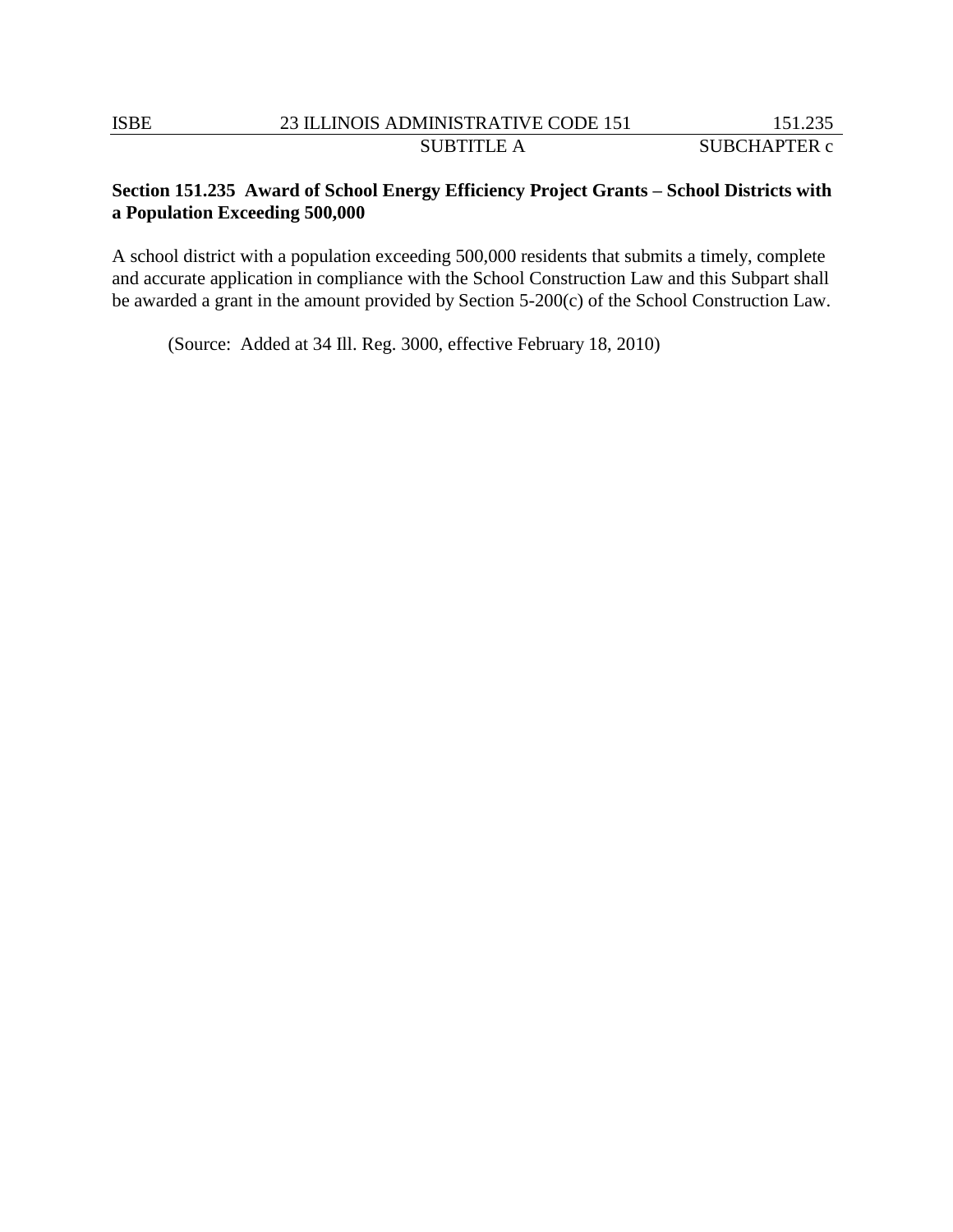**Section 151.235 Award of School Energy Efficiency Project Grants – School Districts with a Population Exceeding 500,000**

A school district with a population exceeding 500,000 residents that submits a timely, complete and accurate application in compliance with the School Construction Law and this Subpart shall be awarded a grant in the amount provided by Section 5-200(c) of the School Construction Law.

(Source: Added at 34 Ill. Reg. 3000, effective February 18, 2010)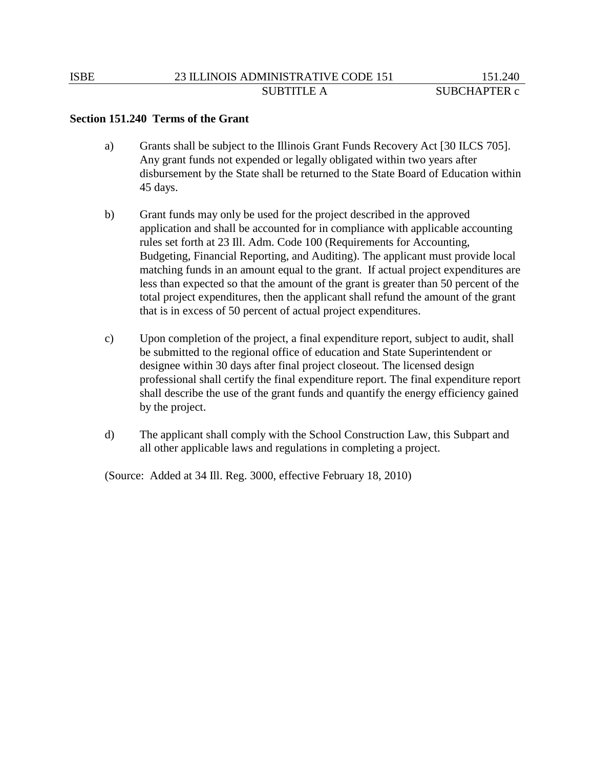**Section 151.240 Terms of the Grant**

a) Grants shall be subject to the Illinois Grant Funds Recovery Act [30 ILCS 705]. Any grant funds not expended or legally obligated within two years after disbursement by the State shall be returned to the State Board of Education within 45 days.

b) Grant funds may only be used for the project described in the approved application and shall be accounted for in compliance with applicable accounting rules set forth at 23 Ill. Adm. Code 100 (Requirements for Accounting, Budgeting, Financial Reporting, and Auditing). The applicant must provide local matching funds in an amount equal to the grant. If actual project expenditures are less than expected so that the amount of the grant is greater than 50 percent of the total project expenditures, then the applicant shall refund the amount of the grant that is in excess of 50 percent of actual project expenditures.

c) Upon completion of the project, a final expenditure report, subject to audit, shall be submitted to the regional office of education and State Superintendent or designee within 30 days after final project closeout. The licensed design professional shall certify the final expenditure report. The final expenditure report shall describe the use of the grant funds and quantify the energy efficiency gained by the project.

d) The applicant shall comply with the School Construction Law, this Subpart and all other applicable laws and regulations in completing a project.

(Source: Added at 34 Ill. Reg. 3000, effective February 18, 2010)